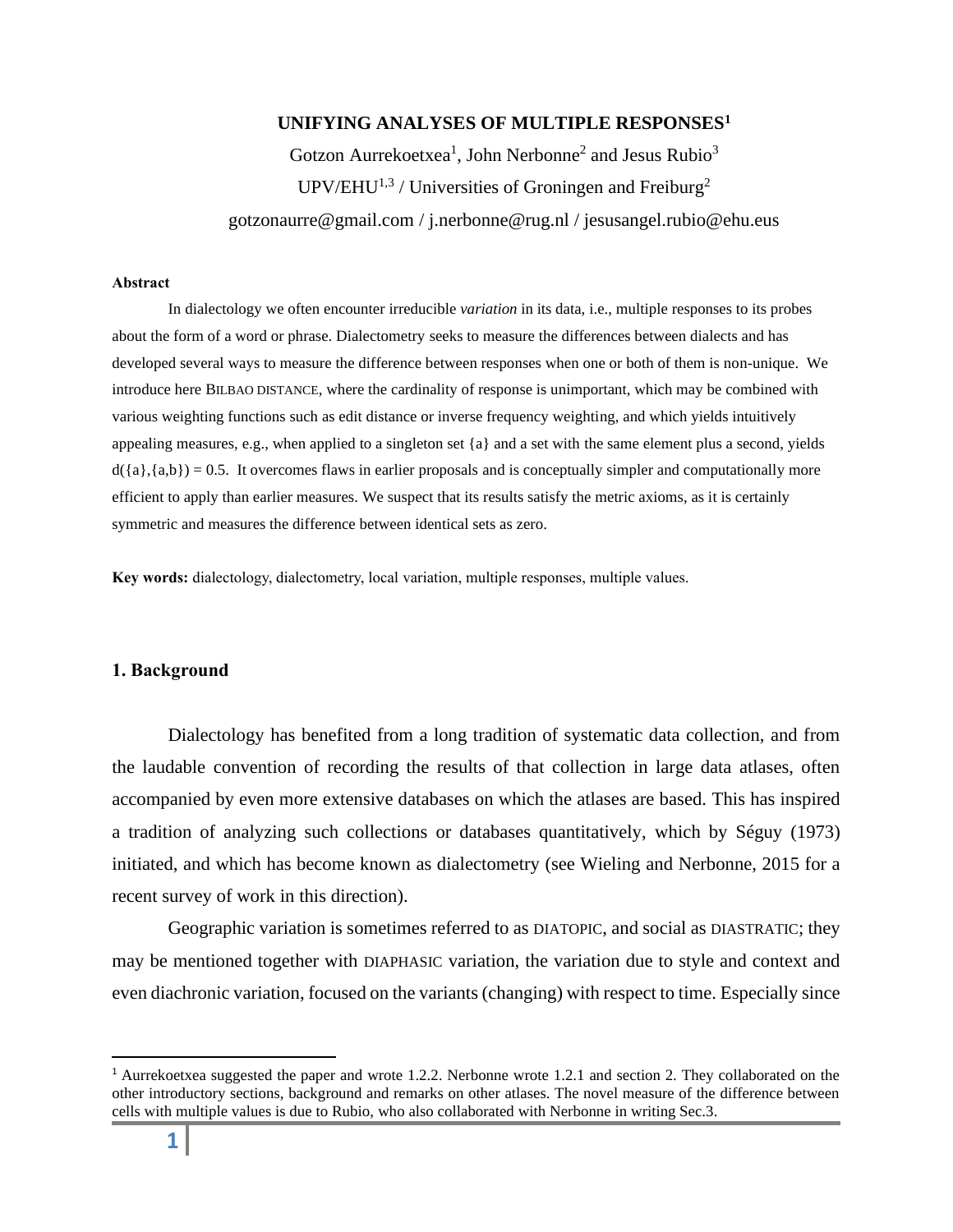# UNIFYING ANALYSES OF MULTIPLE RESPONSES[1]

Gotzon Aurrekoetxea[1], John Nerbonne[2] and Jesus Rubio[3]

UPV/EHU[1,3] / Universities of Groningen and Freiburg[2]

gotzonaurre@gmail.com / j.nerbonne@rug.nl / jesusangel.rubio@ehu.eus

**Abstract**

In dialectology we often encounter irreducible *variation* in its data, i.e., multiple responses to its probes about the form of a word or phrase. Dialectometry seeks to measure the differences between dialects and has developed several ways to measure the difference between responses when one or both of them is non-unique. We introduce here BILBAO DISTANCE, where the cardinality of response is unimportant, which may be combined with various weighting functions such as edit distance or inverse frequency weighting, and which yields intuitively appealing measures, e.g., when applied to a singleton set {a} and a set with the same element plus a second, yields d({a},{a,b}) = 0.5. It overcomes flaws in earlier proposals and is conceptually simpler and computationally more efficient to apply than earlier measures. We suspect that its results satisfy the metric axioms, as it is certainly symmetric and measures the difference between identical sets as zero.

**Key words:** dialectology, dialectometry, local variation, multiple responses, multiple values.

## 1. Background

Dialectology has benefited from a long tradition of systematic data collection, and from the laudable convention of recording the results of that collection in large data atlases, often accompanied by even more extensive databases on which the atlases are based. This has inspired a tradition of analyzing such collections or databases quantitatively, which by Séguy (1973) initiated, and which has become known as dialectometry (see Wieling and Nerbonne, 2015 for a recent survey of work in this direction).

Geographic variation is sometimes referred to as DIATOPIC, and social as DIASTRATIC; they may be mentioned together with DIAPHASIC variation, the variation due to style and context and even diachronic variation, focused on the variants (changing) with respect to time. Especially since

[1] Aurrekoetxea suggested the paper and wrote 1.2.2. Nerbonne wrote 1.2.1 and section 2. They collaborated on the other introductory sections, background and remarks on other atlases. The novel measure of the difference between cells with multiple values is due to Rubio, who also collaborated with Nerbonne in writing Sec.3.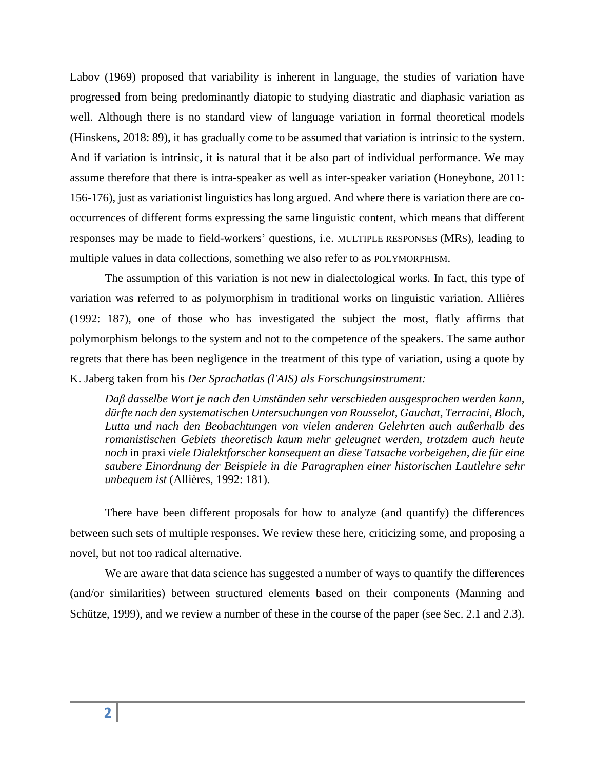Labov (1969) proposed that variability is inherent in language, the studies of variation have progressed from being predominantly diatopic to studying diastratic and diaphasic variation as well. Although there is no standard view of language variation in formal theoretical models (Hinskens, 2018: 89), it has gradually come to be assumed that variation is intrinsic to the system. And if variation is intrinsic, it is natural that it be also part of individual performance. We may assume therefore that there is intra-speaker as well as inter-speaker variation (Honeybone, 2011: 156-176), just as variationist linguistics has long argued. And where there is variation there are co-occurrences of different forms expressing the same linguistic content, which means that different responses may be made to field-workers' questions, i.e. MULTIPLE RESPONSES (MRS), leading to multiple values in data collections, something we also refer to as POLYMORPHISM.

The assumption of this variation is not new in dialectological works. In fact, this type of variation was referred to as polymorphism in traditional works on linguistic variation. Allières (1992: 187), one of those who has investigated the subject the most, flatly affirms that polymorphism belongs to the system and not to the competence of the speakers. The same author regrets that there has been negligence in the treatment of this type of variation, using a quote by K. Jaberg taken from his *Der Sprachatlas (l'AIS) als Forschungsinstrument:*

> *Daβ dasselbe Wort je nach den Umständen sehr verschieden ausgesprochen werden kann, dürfte nach den systematischen Untersuchungen von Rousselot, Gauchat, Terracini, Bloch, Lutta und nach den Beobachtungen von vielen anderen Gelehrten auch außerhalb des romanistischen Gebiets theoretisch kaum mehr geleugnet werden, trotzdem auch heute noch* in praxi *viele Dialektforscher konsequent an diese Tatsache vorbeigehen, die für eine saubere Einordnung der Beispiele in die Paragraphen einer historischen Lautlehre sehr unbequem ist* (Allières, 1992: 181).

There have been different proposals for how to analyze (and quantify) the differences between such sets of multiple responses. We review these here, criticizing some, and proposing a novel, but not too radical alternative.

We are aware that data science has suggested a number of ways to quantify the differences (and/or similarities) between structured elements based on their components (Manning and Schütze, 1999), and we review a number of these in the course of the paper (see Sec. 2.1 and 2.3).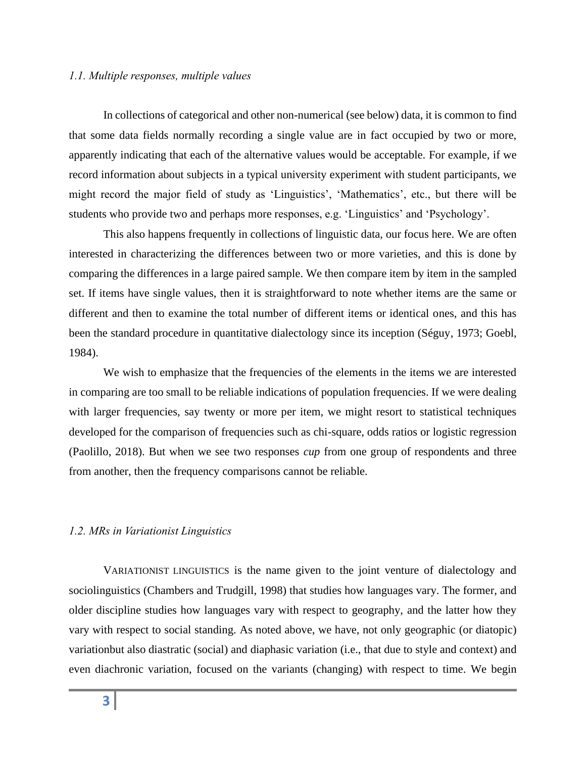### *1.1. Multiple responses, multiple values*

In collections of categorical and other non-numerical (see below) data, it is common to find that some data fields normally recording a single value are in fact occupied by two or more, apparently indicating that each of the alternative values would be acceptable. For example, if we record information about subjects in a typical university experiment with student participants, we might record the major field of study as 'Linguistics', 'Mathematics', etc., but there will be students who provide two and perhaps more responses, e.g. 'Linguistics' and 'Psychology'.

This also happens frequently in collections of linguistic data, our focus here. We are often interested in characterizing the differences between two or more varieties, and this is done by comparing the differences in a large paired sample. We then compare item by item in the sampled set. If items have single values, then it is straightforward to note whether items are the same or different and then to examine the total number of different items or identical ones, and this has been the standard procedure in quantitative dialectology since its inception (Séguy, 1973; Goebl, 1984).

We wish to emphasize that the frequencies of the elements in the items we are interested in comparing are too small to be reliable indications of population frequencies. If we were dealing with larger frequencies, say twenty or more per item, we might resort to statistical techniques developed for the comparison of frequencies such as chi-square, odds ratios or logistic regression (Paolillo, 2018). But when we see two responses *cup* from one group of respondents and three from another, then the frequency comparisons cannot be reliable.

### *1.2. MRs in Variationist Linguistics*

VARIATIONIST LINGUISTICS is the name given to the joint venture of dialectology and sociolinguistics (Chambers and Trudgill, 1998) that studies how languages vary. The former, and older discipline studies how languages vary with respect to geography, and the latter how they vary with respect to social standing. As noted above, we have, not only geographic (or diatopic) variationbut also diastratic (social) and diaphasic variation (i.e., that due to style and context) and even diachronic variation, focused on the variants (changing) with respect to time. We begin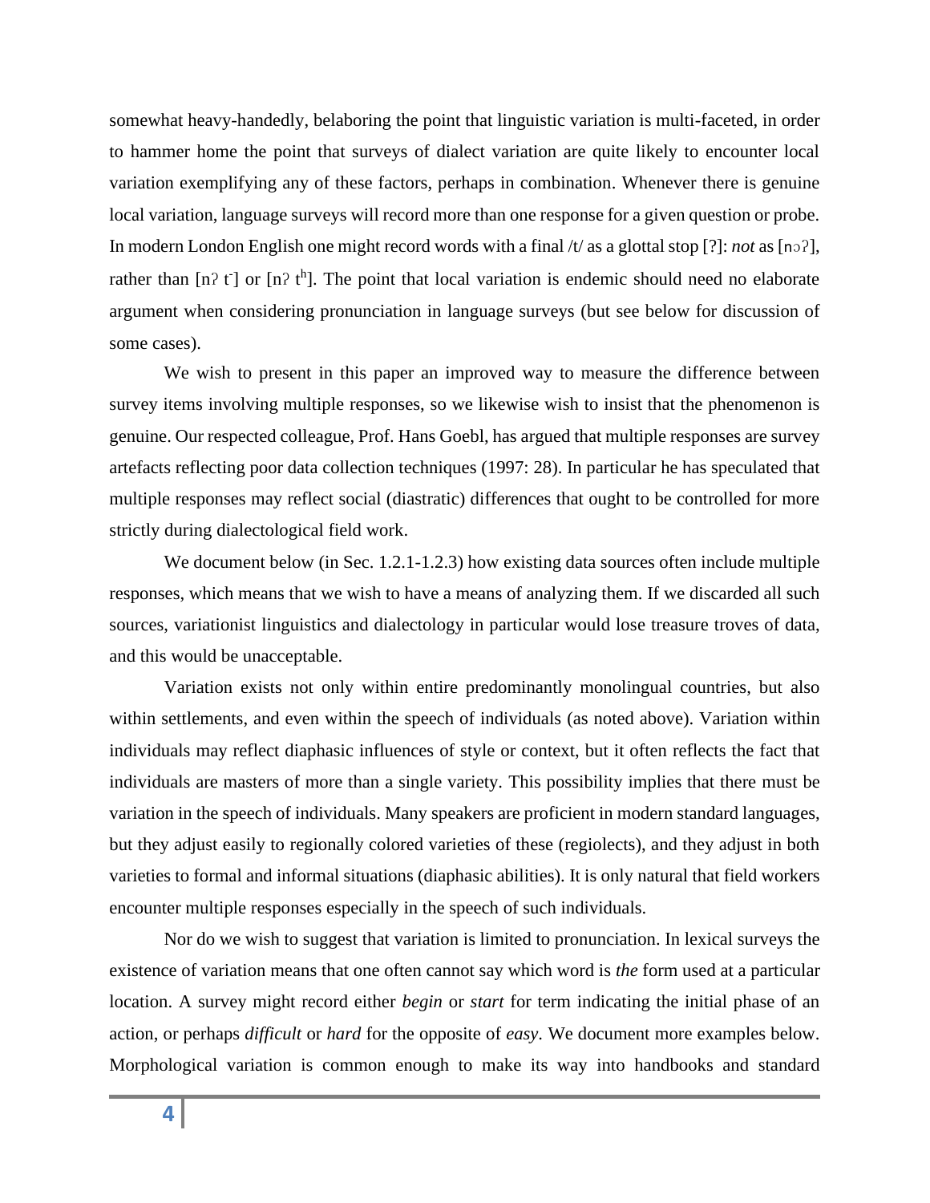somewhat heavy-handedly, belaboring the point that linguistic variation is multi-faceted, in order to hammer home the point that surveys of dialect variation are quite likely to encounter local variation exemplifying any of these factors, perhaps in combination. Whenever there is genuine local variation, language surveys will record more than one response for a given question or probe. In modern London English one might record words with a final /t/ as a glottal stop [?]: *not* as [nɔʔ], rather than [nʔ t̚] or [nʔ tʰ]. The point that local variation is endemic should need no elaborate argument when considering pronunciation in language surveys (but see below for discussion of some cases).

We wish to present in this paper an improved way to measure the difference between survey items involving multiple responses, so we likewise wish to insist that the phenomenon is genuine. Our respected colleague, Prof. Hans Goebl, has argued that multiple responses are survey artefacts reflecting poor data collection techniques (1997: 28). In particular he has speculated that multiple responses may reflect social (diastratic) differences that ought to be controlled for more strictly during dialectological field work.

We document below (in Sec. 1.2.1-1.2.3) how existing data sources often include multiple responses, which means that we wish to have a means of analyzing them. If we discarded all such sources, variationist linguistics and dialectology in particular would lose treasure troves of data, and this would be unacceptable.

Variation exists not only within entire predominantly monolingual countries, but also within settlements, and even within the speech of individuals (as noted above). Variation within individuals may reflect diaphasic influences of style or context, but it often reflects the fact that individuals are masters of more than a single variety. This possibility implies that there must be variation in the speech of individuals. Many speakers are proficient in modern standard languages, but they adjust easily to regionally colored varieties of these (regiolects), and they adjust in both varieties to formal and informal situations (diaphasic abilities). It is only natural that field workers encounter multiple responses especially in the speech of such individuals.

Nor do we wish to suggest that variation is limited to pronunciation. In lexical surveys the existence of variation means that one often cannot say which word is *the* form used at a particular location. A survey might record either *begin* or *start* for term indicating the initial phase of an action, or perhaps *difficult* or *hard* for the opposite of *easy*. We document more examples below. Morphological variation is common enough to make its way into handbooks and standard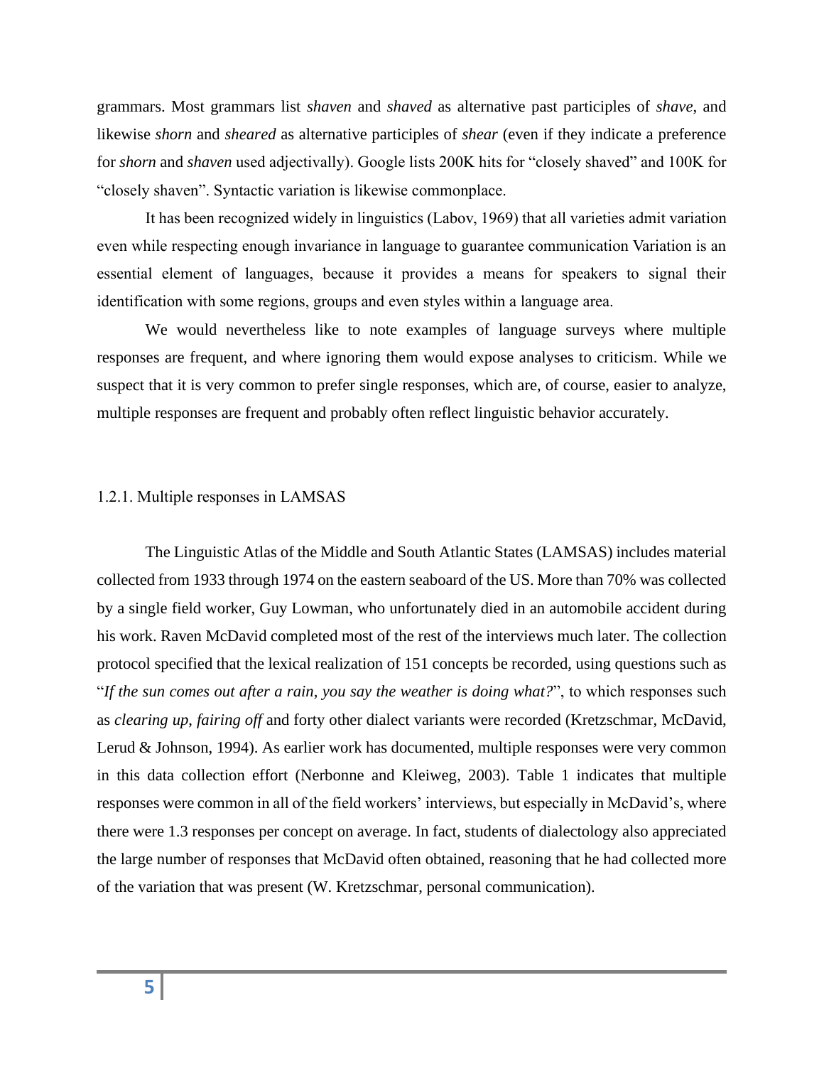grammars. Most grammars list *shaven* and *shaved* as alternative past participles of *shave*, and likewise *shorn* and *sheared* as alternative participles of *shear* (even if they indicate a preference for *shorn* and *shaven* used adjectivally). Google lists 200K hits for "closely shaved" and 100K for "closely shaven". Syntactic variation is likewise commonplace.

It has been recognized widely in linguistics (Labov, 1969) that all varieties admit variation even while respecting enough invariance in language to guarantee communication Variation is an essential element of languages, because it provides a means for speakers to signal their identification with some regions, groups and even styles within a language area.

We would nevertheless like to note examples of language surveys where multiple responses are frequent, and where ignoring them would expose analyses to criticism. While we suspect that it is very common to prefer single responses, which are, of course, easier to analyze, multiple responses are frequent and probably often reflect linguistic behavior accurately.

### 1.2.1. Multiple responses in LAMSAS

The Linguistic Atlas of the Middle and South Atlantic States (LAMSAS) includes material collected from 1933 through 1974 on the eastern seaboard of the US. More than 70% was collected by a single field worker, Guy Lowman, who unfortunately died in an automobile accident during his work. Raven McDavid completed most of the rest of the interviews much later. The collection protocol specified that the lexical realization of 151 concepts be recorded, using questions such as "*If the sun comes out after a rain, you say the weather is doing what?*", to which responses such as *clearing up*, *fairing off* and forty other dialect variants were recorded (Kretzschmar, McDavid, Lerud & Johnson, 1994). As earlier work has documented, multiple responses were very common in this data collection effort (Nerbonne and Kleiweg, 2003). Table 1 indicates that multiple responses were common in all of the field workers' interviews, but especially in McDavid's, where there were 1.3 responses per concept on average. In fact, students of dialectology also appreciated the large number of responses that McDavid often obtained, reasoning that he had collected more of the variation that was present (W. Kretzschmar, personal communication).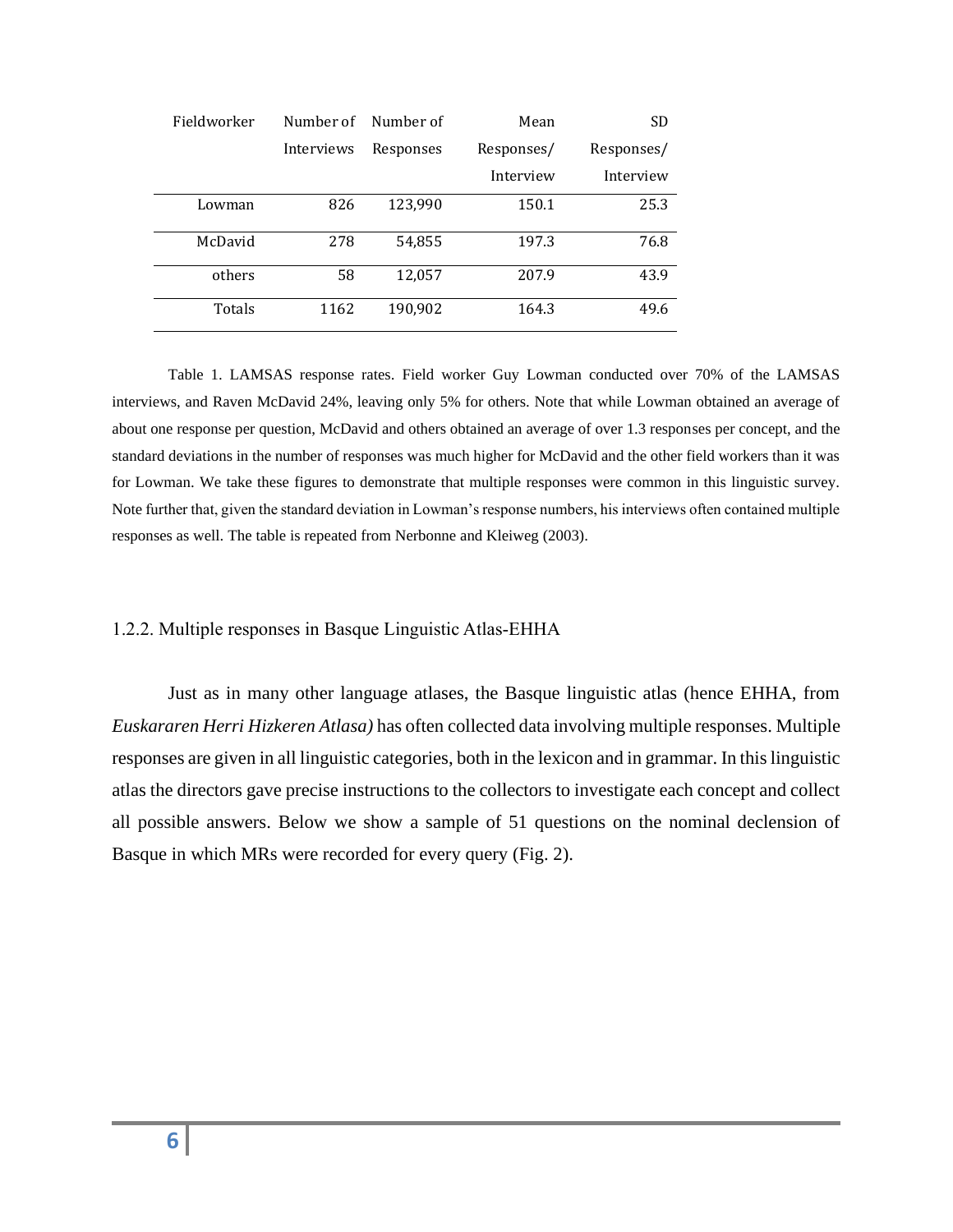| Fieldworker | Number of Interviews | Number of Responses | Mean Responses/ Interview | SD Responses/ Interview |
|---|---|---|---|---|
| Lowman | 826 | 123,990 | 150.1 | 25.3 |
| McDavid | 278 | 54,855 | 197.3 | 76.8 |
| others | 58 | 12,057 | 207.9 | 43.9 |
| Totals | 1162 | 190,902 | 164.3 | 49.6 |

Table 1. LAMSAS response rates. Field worker Guy Lowman conducted over 70% of the LAMSAS interviews, and Raven McDavid 24%, leaving only 5% for others. Note that while Lowman obtained an average of about one response per question, McDavid and others obtained an average of over 1.3 responses per concept, and the standard deviations in the number of responses was much higher for McDavid and the other field workers than it was for Lowman. We take these figures to demonstrate that multiple responses were common in this linguistic survey. Note further that, given the standard deviation in Lowman's response numbers, his interviews often contained multiple responses as well. The table is repeated from Nerbonne and Kleiweg (2003).

### 1.2.2. Multiple responses in Basque Linguistic Atlas-EHHA

Just as in many other language atlases, the Basque linguistic atlas (hence EHHA, from *Euskararen Herri Hizkeren Atlasa)* has often collected data involving multiple responses. Multiple responses are given in all linguistic categories, both in the lexicon and in grammar. In this linguistic atlas the directors gave precise instructions to the collectors to investigate each concept and collect all possible answers. Below we show a sample of 51 questions on the nominal declension of Basque in which MRs were recorded for every query (Fig. 2).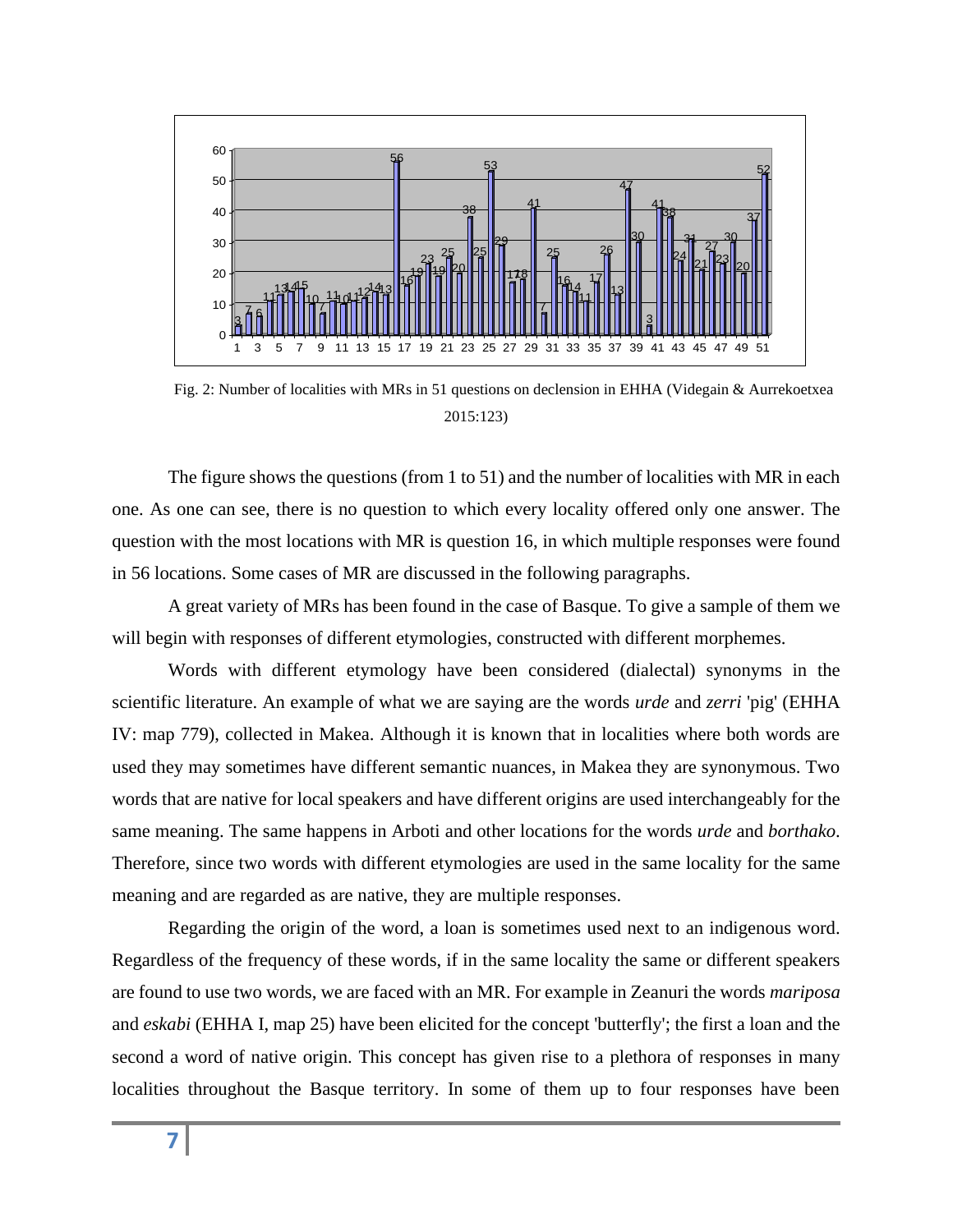Fig. 2: Number of localities with MRs in 51 questions on declension in EHHA (Videgain & Aurrekoetxea 2015:123)

The figure shows the questions (from 1 to 51) and the number of localities with MR in each one. As one can see, there is no question to which every locality offered only one answer. The question with the most locations with MR is question 16, in which multiple responses were found in 56 locations. Some cases of MR are discussed in the following paragraphs.

A great variety of MRs has been found in the case of Basque. To give a sample of them we will begin with responses of different etymologies, constructed with different morphemes.

Words with different etymology have been considered (dialectal) synonyms in the scientific literature. An example of what we are saying are the words *urde* and *zerri* 'pig' (EHHA IV: map 779), collected in Makea. Although it is known that in localities where both words are used they may sometimes have different semantic nuances, in Makea they are synonymous. Two words that are native for local speakers and have different origins are used interchangeably for the same meaning. The same happens in Arboti and other locations for the words *urde* and *borthako*. Therefore, since two words with different etymologies are used in the same locality for the same meaning and are regarded as are native, they are multiple responses.

Regarding the origin of the word, a loan is sometimes used next to an indigenous word. Regardless of the frequency of these words, if in the same locality the same or different speakers are found to use two words, we are faced with an MR. For example in Zeanuri the words *mariposa* and *eskabi* (EHHA I, map 25) have been elicited for the concept 'butterfly'; the first a loan and the second a word of native origin. This concept has given rise to a plethora of responses in many localities throughout the Basque territory. In some of them up to four responses have been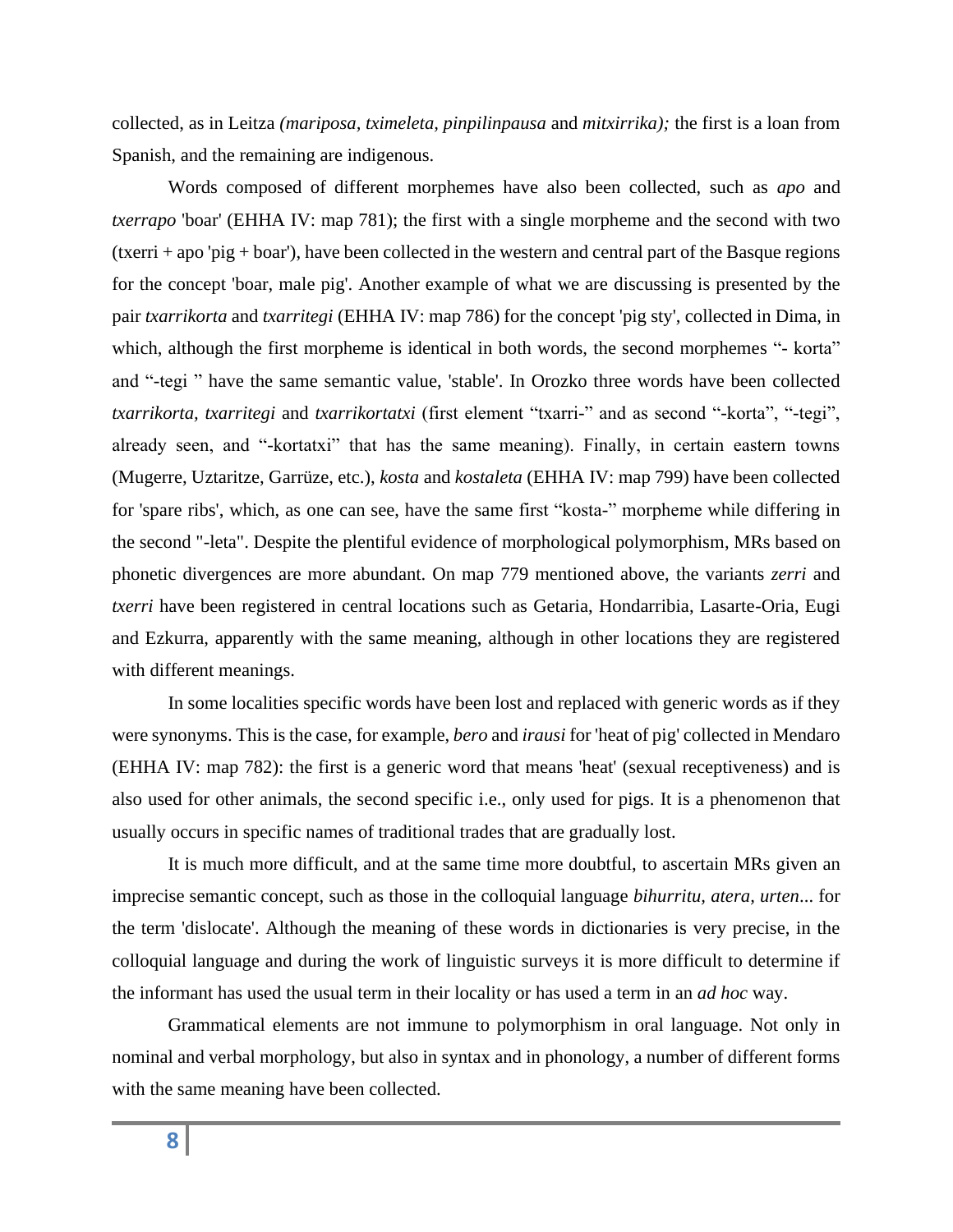collected, as in Leitza *(mariposa, tximeleta, pinpilinpausa* and *mitxirrika);* the first is a loan from Spanish, and the remaining are indigenous.

Words composed of different morphemes have also been collected, such as *apo* and *txerrapo* 'boar' (EHHA IV: map 781); the first with a single morpheme and the second with two (txerri + apo 'pig + boar'), have been collected in the western and central part of the Basque regions for the concept 'boar, male pig'. Another example of what we are discussing is presented by the pair *txarrikorta* and *txarritegi* (EHHA IV: map 786) for the concept 'pig sty', collected in Dima, in which, although the first morpheme is identical in both words, the second morphemes "- korta" and "-tegi " have the same semantic value, 'stable'. In Orozko three words have been collected *txarrikorta, txarritegi* and *txarrikortatxi* (first element "txarri-" and as second "-korta", "-tegi", already seen, and "-kortatxi" that has the same meaning). Finally, in certain eastern towns (Mugerre, Uztaritze, Garrüze, etc.), *kosta* and *kostaleta* (EHHA IV: map 799) have been collected for 'spare ribs', which, as one can see, have the same first "kosta-" morpheme while differing in the second "-leta". Despite the plentiful evidence of morphological polymorphism, MRs based on phonetic divergences are more abundant. On map 779 mentioned above, the variants *zerri* and *txerri* have been registered in central locations such as Getaria, Hondarribia, Lasarte-Oria, Eugi and Ezkurra, apparently with the same meaning, although in other locations they are registered with different meanings.

In some localities specific words have been lost and replaced with generic words as if they were synonyms. This is the case, for example, *bero* and *irausi* for 'heat of pig' collected in Mendaro (EHHA IV: map 782): the first is a generic word that means 'heat' (sexual receptiveness) and is also used for other animals, the second specific i.e., only used for pigs. It is a phenomenon that usually occurs in specific names of traditional trades that are gradually lost.

It is much more difficult, and at the same time more doubtful, to ascertain MRs given an imprecise semantic concept, such as those in the colloquial language *bihurritu, atera, urten*... for the term 'dislocate'. Although the meaning of these words in dictionaries is very precise, in the colloquial language and during the work of linguistic surveys it is more difficult to determine if the informant has used the usual term in their locality or has used a term in an *ad hoc* way.

Grammatical elements are not immune to polymorphism in oral language. Not only in nominal and verbal morphology, but also in syntax and in phonology, a number of different forms with the same meaning have been collected.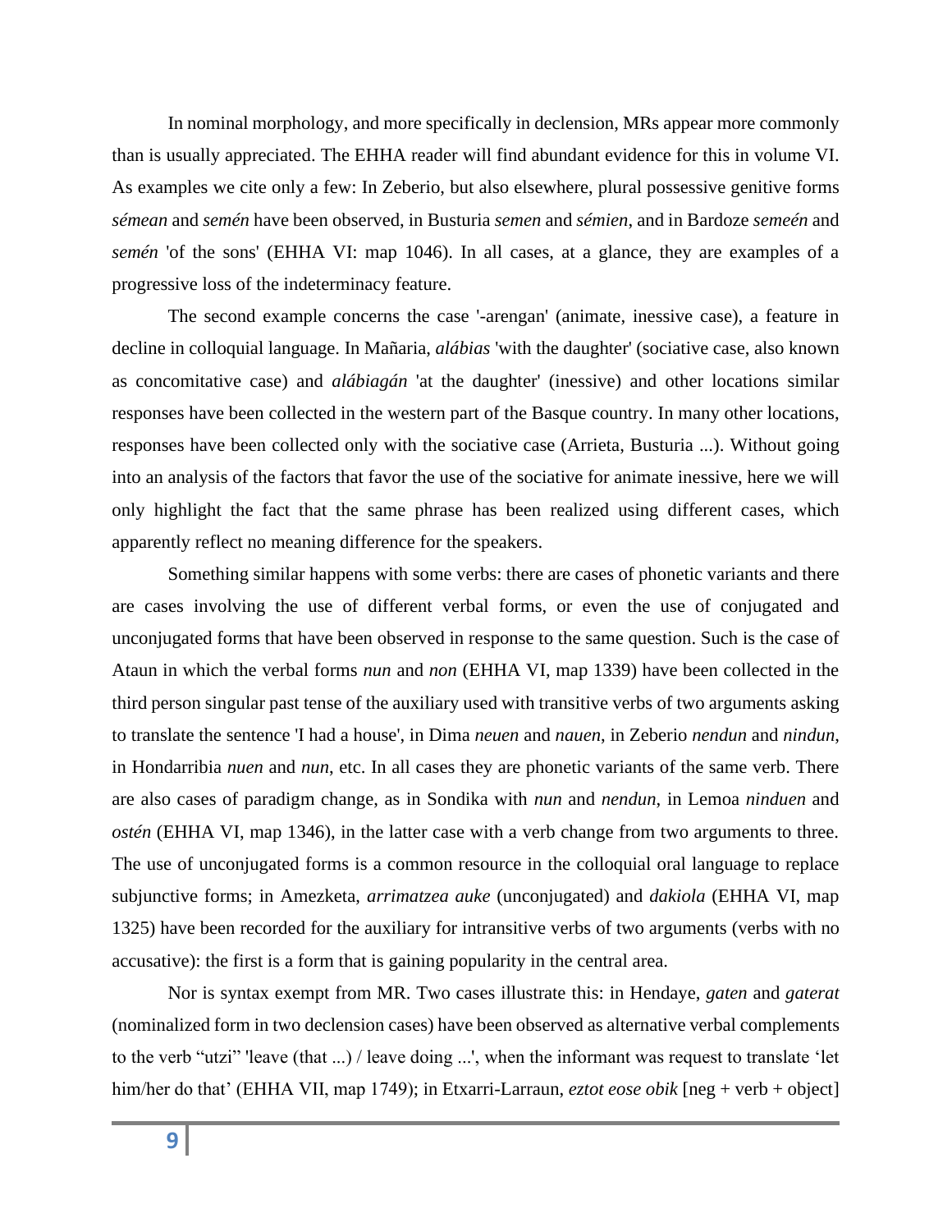In nominal morphology, and more specifically in declension, MRs appear more commonly than is usually appreciated. The EHHA reader will find abundant evidence for this in volume VI. As examples we cite only a few: In Zeberio, but also elsewhere, plural possessive genitive forms *sémean* and *semén* have been observed, in Busturia *semen* and *sémien*, and in Bardoze *semeén* and *semén* 'of the sons' (EHHA VI: map 1046). In all cases, at a glance, they are examples of a progressive loss of the indeterminacy feature.

The second example concerns the case '-arengan' (animate, inessive case), a feature in decline in colloquial language. In Mañaria, *alábias* 'with the daughter' (sociative case, also known as concomitative case) and *alábiagán* 'at the daughter' (inessive) and other locations similar responses have been collected in the western part of the Basque country. In many other locations, responses have been collected only with the sociative case (Arrieta, Busturia ...). Without going into an analysis of the factors that favor the use of the sociative for animate inessive, here we will only highlight the fact that the same phrase has been realized using different cases, which apparently reflect no meaning difference for the speakers.

Something similar happens with some verbs: there are cases of phonetic variants and there are cases involving the use of different verbal forms, or even the use of conjugated and unconjugated forms that have been observed in response to the same question. Such is the case of Ataun in which the verbal forms *nun* and *non* (EHHA VI, map 1339) have been collected in the third person singular past tense of the auxiliary used with transitive verbs of two arguments asking to translate the sentence 'I had a house', in Dima *neuen* and *nauen*, in Zeberio *nendun* and *nindun*, in Hondarribia *nuen* and *nun*, etc. In all cases they are phonetic variants of the same verb. There are also cases of paradigm change, as in Sondika with *nun* and *nendun*, in Lemoa *ninduen* and *ostén* (EHHA VI, map 1346), in the latter case with a verb change from two arguments to three. The use of unconjugated forms is a common resource in the colloquial oral language to replace subjunctive forms; in Amezketa, *arrimatzea auke* (unconjugated) and *dakiola* (EHHA VI, map 1325) have been recorded for the auxiliary for intransitive verbs of two arguments (verbs with no accusative): the first is a form that is gaining popularity in the central area.

Nor is syntax exempt from MR. Two cases illustrate this: in Hendaye, *gaten* and *gaterat* (nominalized form in two declension cases) have been observed as alternative verbal complements to the verb "utzi" 'leave (that ...) / leave doing ...', when the informant was request to translate 'let him/her do that' (EHHA VII, map 1749); in Etxarri-Larraun, *eztot eose obik* [neg + verb + object]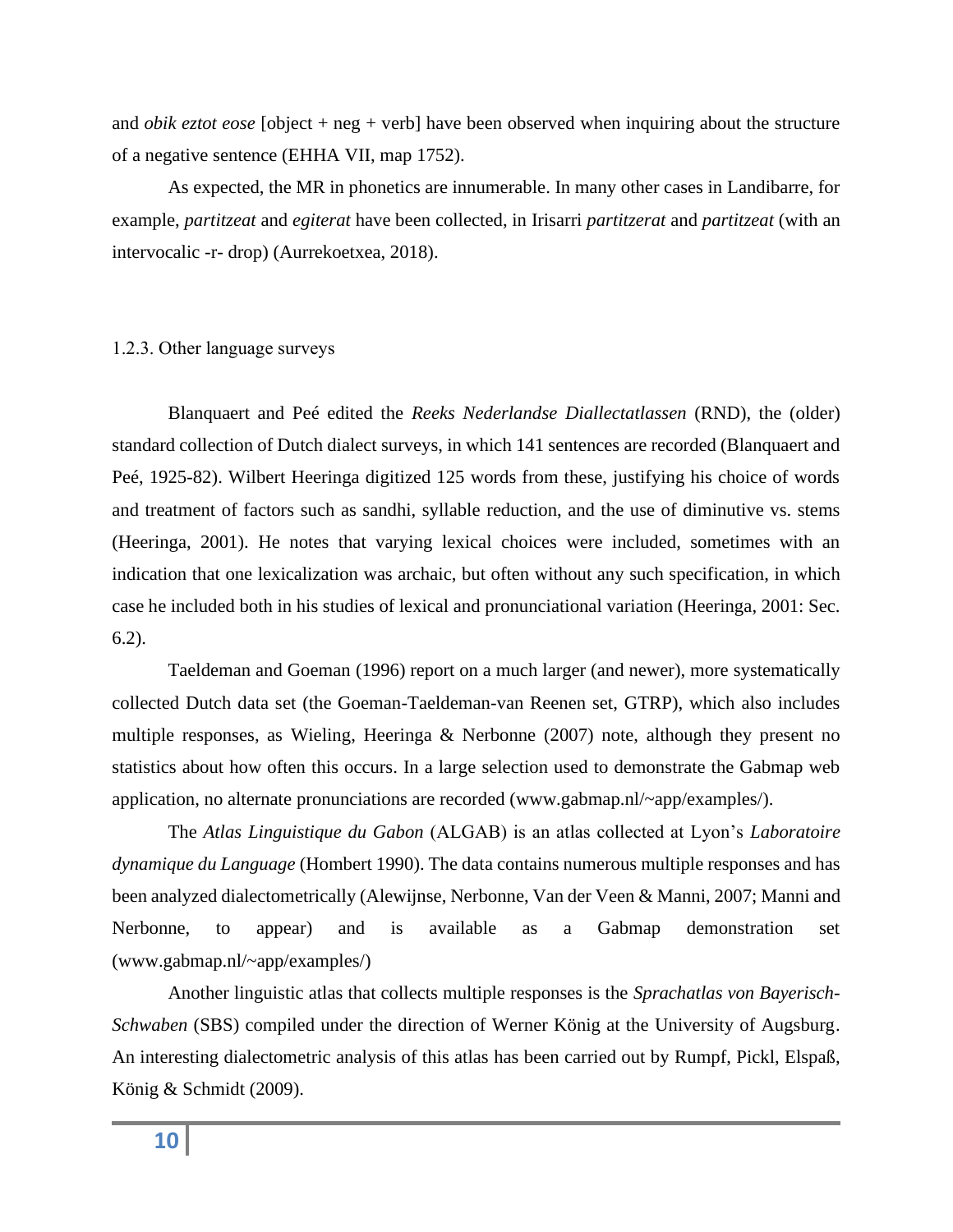and *obik eztot eose* [object + neg + verb] have been observed when inquiring about the structure of a negative sentence (EHHA VII, map 1752).

As expected, the MR in phonetics are innumerable. In many other cases in Landibarre, for example, *partitzeat* and *egiterat* have been collected, in Irisarri *partitzerat* and *partitzeat* (with an intervocalic -r- drop) (Aurrekoetxea, 2018).

### 1.2.3. Other language surveys

Blanquaert and Peé edited the *Reeks Nederlandse Diallectatlassen* (RND), the (older) standard collection of Dutch dialect surveys, in which 141 sentences are recorded (Blanquaert and Peé, 1925-82). Wilbert Heeringa digitized 125 words from these, justifying his choice of words and treatment of factors such as sandhi, syllable reduction, and the use of diminutive vs. stems (Heeringa, 2001). He notes that varying lexical choices were included, sometimes with an indication that one lexicalization was archaic, but often without any such specification, in which case he included both in his studies of lexical and pronunciational variation (Heeringa, 2001: Sec. 6.2).

Taeldeman and Goeman (1996) report on a much larger (and newer), more systematically collected Dutch data set (the Goeman-Taeldeman-van Reenen set, GTRP), which also includes multiple responses, as Wieling, Heeringa & Nerbonne (2007) note, although they present no statistics about how often this occurs. In a large selection used to demonstrate the Gabmap web application, no alternate pronunciations are recorded (www.gabmap.nl/~app/examples/).

The *Atlas Linguistique du Gabon* (ALGAB) is an atlas collected at Lyon's *Laboratoire dynamique du Language* (Hombert 1990). The data contains numerous multiple responses and has been analyzed dialectometrically (Alewijnse, Nerbonne, Van der Veen & Manni, 2007; Manni and Nerbonne, to appear) and is available as a Gabmap demonstration set (www.gabmap.nl/~app/examples/)

Another linguistic atlas that collects multiple responses is the *Sprachatlas von Bayerisch-Schwaben* (SBS) compiled under the direction of Werner König at the University of Augsburg. An interesting dialectometric analysis of this atlas has been carried out by Rumpf, Pickl, Elspaß, König & Schmidt (2009).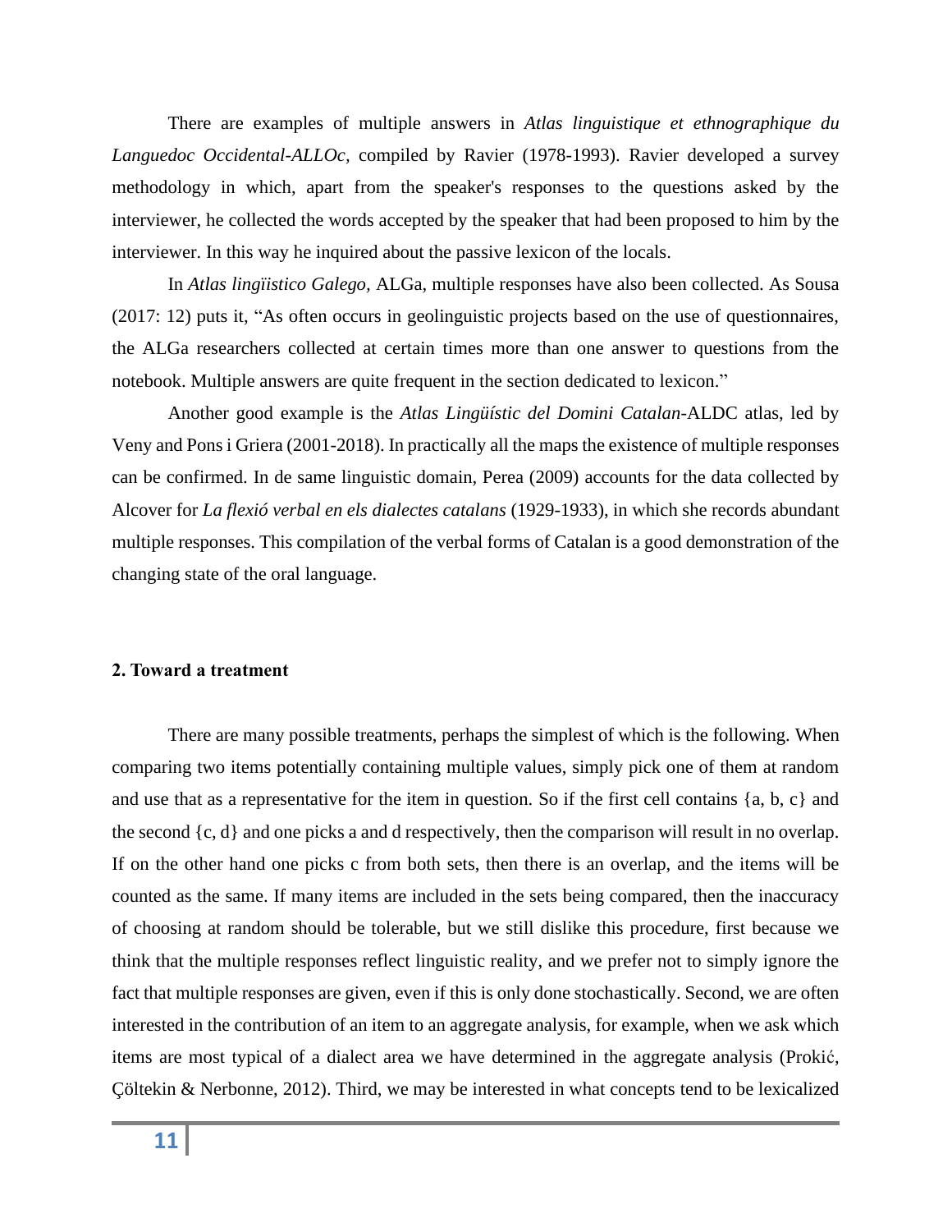There are examples of multiple answers in *Atlas linguistique et ethnographique du Languedoc Occidental-ALLOc*, compiled by Ravier (1978-1993). Ravier developed a survey methodology in which, apart from the speaker's responses to the questions asked by the interviewer, he collected the words accepted by the speaker that had been proposed to him by the interviewer. In this way he inquired about the passive lexicon of the locals.

In *Atlas lingüistico Galego*, ALGa, multiple responses have also been collected. As Sousa (2017: 12) puts it, "As often occurs in geolinguistic projects based on the use of questionnaires, the ALGa researchers collected at certain times more than one answer to questions from the notebook. Multiple answers are quite frequent in the section dedicated to lexicon."

Another good example is the *Atlas Lingüístic del Domini Catalan*-ALDC atlas, led by Veny and Pons i Griera (2001-2018). In practically all the maps the existence of multiple responses can be confirmed. In de same linguistic domain, Perea (2009) accounts for the data collected by Alcover for *La flexió verbal en els dialectes catalans* (1929-1933), in which she records abundant multiple responses. This compilation of the verbal forms of Catalan is a good demonstration of the changing state of the oral language.

## 2. Toward a treatment

There are many possible treatments, perhaps the simplest of which is the following. When comparing two items potentially containing multiple values, simply pick one of them at random and use that as a representative for the item in question. So if the first cell contains {a, b, c} and the second {c, d} and one picks a and d respectively, then the comparison will result in no overlap. If on the other hand one picks c from both sets, then there is an overlap, and the items will be counted as the same. If many items are included in the sets being compared, then the inaccuracy of choosing at random should be tolerable, but we still dislike this procedure, first because we think that the multiple responses reflect linguistic reality, and we prefer not to simply ignore the fact that multiple responses are given, even if this is only done stochastically. Second, we are often interested in the contribution of an item to an aggregate analysis, for example, when we ask which items are most typical of a dialect area we have determined in the aggregate analysis (Prokić, Çöltekin & Nerbonne, 2012). Third, we may be interested in what concepts tend to be lexicalized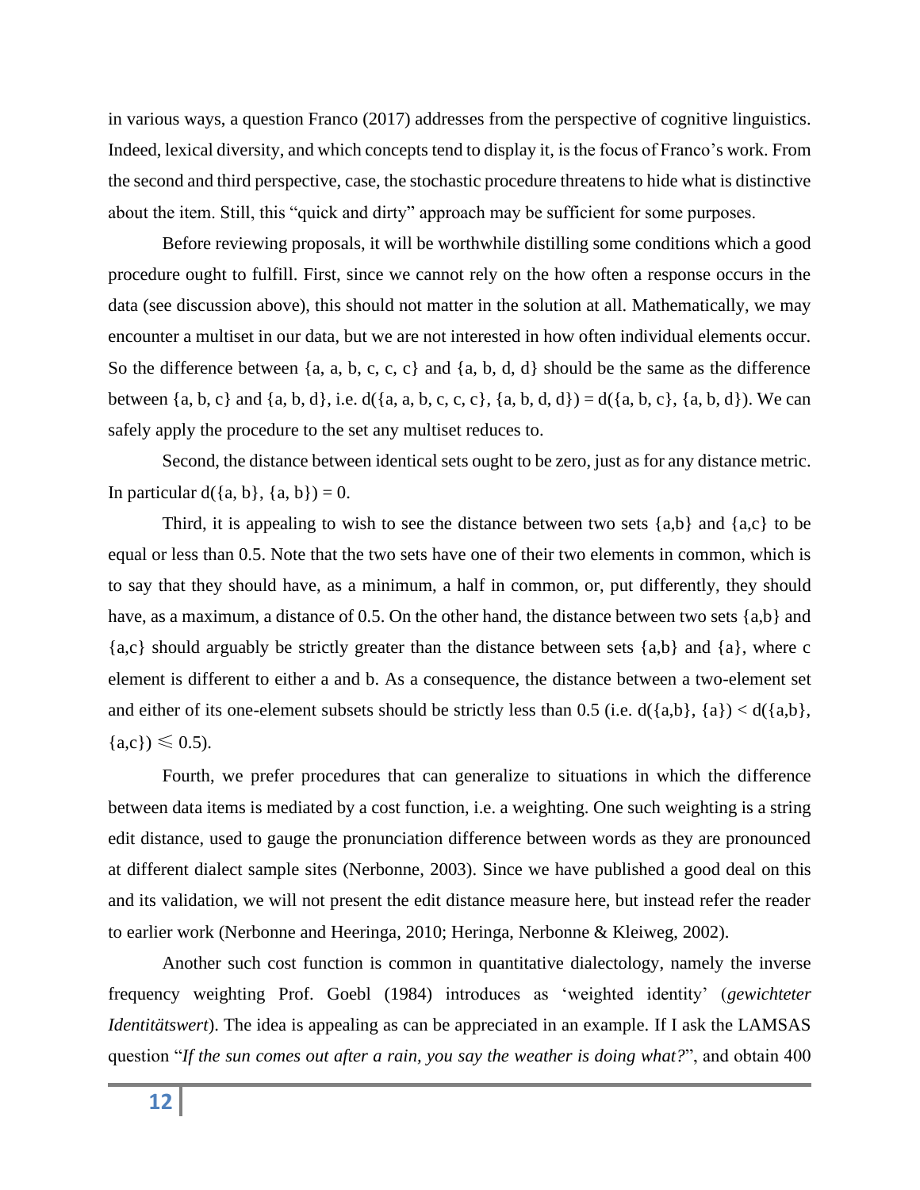in various ways, a question Franco (2017) addresses from the perspective of cognitive linguistics. Indeed, lexical diversity, and which concepts tend to display it, is the focus of Franco's work. From the second and third perspective, case, the stochastic procedure threatens to hide what is distinctive about the item. Still, this "quick and dirty" approach may be sufficient for some purposes.

Before reviewing proposals, it will be worthwhile distilling some conditions which a good procedure ought to fulfill. First, since we cannot rely on the how often a response occurs in the data (see discussion above), this should not matter in the solution at all. Mathematically, we may encounter a multiset in our data, but we are not interested in how often individual elements occur. So the difference between {a, a, b, c, c, c} and {a, b, d, d} should be the same as the difference between {a, b, c} and {a, b, d}, i.e. d({a, a, b, c, c, c}, {a, b, d, d}) = d({a, b, c}, {a, b, d}). We can safely apply the procedure to the set any multiset reduces to.

Second, the distance between identical sets ought to be zero, just as for any distance metric. In particular d({a, b}, {a, b}) = 0.

Third, it is appealing to wish to see the distance between two sets {a,b} and {a,c} to be equal or less than 0.5. Note that the two sets have one of their two elements in common, which is to say that they should have, as a minimum, a half in common, or, put differently, they should have, as a maximum, a distance of 0.5. On the other hand, the distance between two sets {a,b} and {a,c} should arguably be strictly greater than the distance between sets {a,b} and {a}, where c element is different to either a and b. As a consequence, the distance between a two-element set and either of its one-element subsets should be strictly less than 0.5 (i.e. d({a,b}, {a}) < d({a,b}, {a,c}) ⩽ 0.5).

Fourth, we prefer procedures that can generalize to situations in which the difference between data items is mediated by a cost function, i.e. a weighting. One such weighting is a string edit distance, used to gauge the pronunciation difference between words as they are pronounced at different dialect sample sites (Nerbonne, 2003). Since we have published a good deal on this and its validation, we will not present the edit distance measure here, but instead refer the reader to earlier work (Nerbonne and Heeringa, 2010; Heeringa, Nerbonne & Kleiweg, 2002).

Another such cost function is common in quantitative dialectology, namely the inverse frequency weighting Prof. Goebl (1984) introduces as 'weighted identity' (*gewichteter Identitätswert*). The idea is appealing as can be appreciated in an example. If I ask the LAMSAS question "*If the sun comes out after a rain, you say the weather is doing what?*", and obtain 400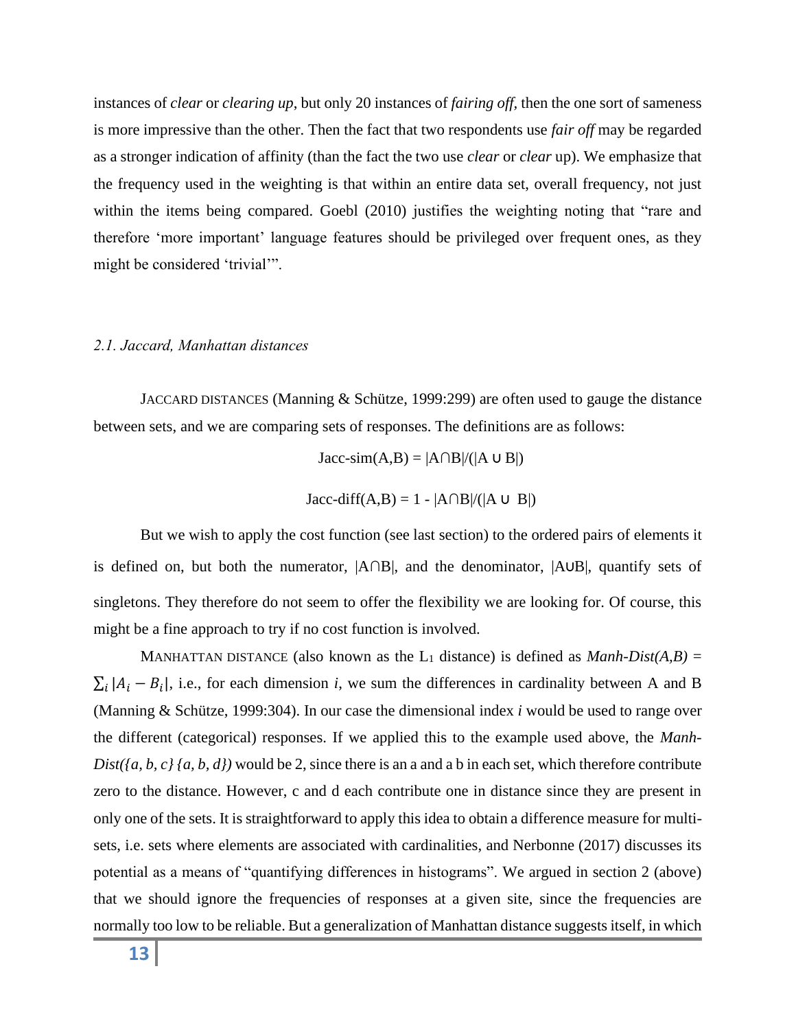instances of *clear* or *clearing up*, but only 20 instances of *fairing off,* then the one sort of sameness is more impressive than the other. Then the fact that two respondents use *fair off* may be regarded as a stronger indication of affinity (than the fact the two use *clear* or *clear* up). We emphasize that the frequency used in the weighting is that within an entire data set, overall frequency, not just within the items being compared. Goebl (2010) justifies the weighting noting that "rare and therefore 'more important' language features should be privileged over frequent ones, as they might be considered 'trivial'".

### *2.1. Jaccard, Manhattan distances*

JACCARD DISTANCES (Manning & Schütze, 1999:299) are often used to gauge the distance between sets, and we are comparing sets of responses. The definitions are as follows:

$$\text{Jacc-sim}(A,B) = |A \cap B|/(|A \cup B|)$$

$$\text{Jacc-diff}(A,B) = 1 - |A \cap B|/(|A \cup B|)$$

But we wish to apply the cost function (see last section) to the ordered pairs of elements it is defined on, but both the numerator, $|A \cap B|$, and the denominator, $|A \cup B|$, quantify sets of singletons. They therefore do not seem to offer the flexibility we are looking for. Of course, this might be a fine approach to try if no cost function is involved.

MANHATTAN DISTANCE (also known as the $L_1$ distance) is defined as *Manh-Dist(A,B)* = $\sum_i |A_i - B_i|$, i.e., for each dimension *i*, we sum the differences in cardinality between A and B (Manning & Schütze, 1999:304). In our case the dimensional index *i* would be used to range over the different (categorical) responses. If we applied this to the example used above, the *Manh-Dist({a, b, c} {a, b, d})* would be 2, since there is an a and a b in each set, which therefore contribute zero to the distance. However, c and d each contribute one in distance since they are present in only one of the sets. It is straightforward to apply this idea to obtain a difference measure for multi-sets, i.e. sets where elements are associated with cardinalities, and Nerbonne (2017) discusses its potential as a means of "quantifying differences in histograms". We argued in section 2 (above) that we should ignore the frequencies of responses at a given site, since the frequencies are normally too low to be reliable. But a generalization of Manhattan distance suggests itself, in which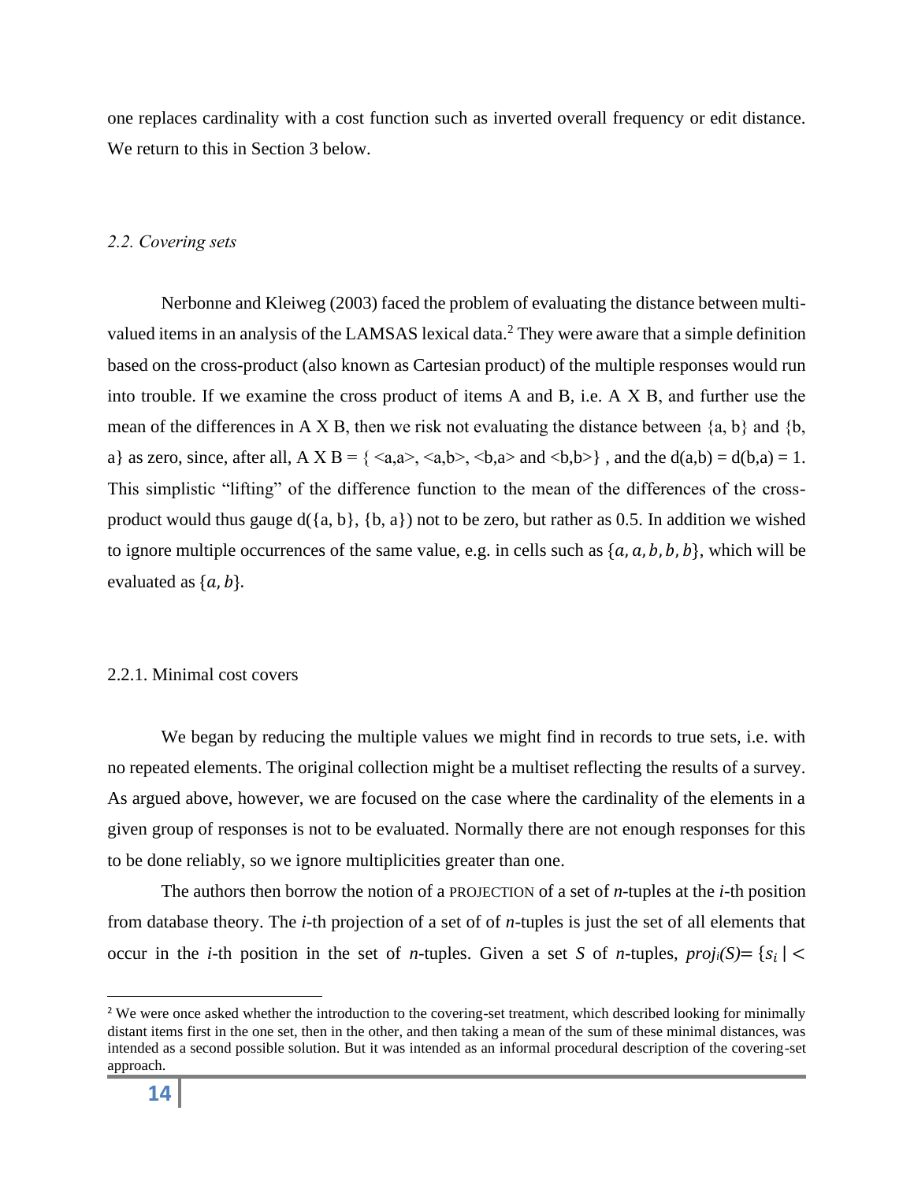one replaces cardinality with a cost function such as inverted overall frequency or edit distance. We return to this in Section 3 below.

### *2.2. Covering sets*

Nerbonne and Kleiweg (2003) faced the problem of evaluating the distance between multi-valued items in an analysis of the LAMSAS lexical data.[2] They were aware that a simple definition based on the cross-product (also known as Cartesian product) of the multiple responses would run into trouble. If we examine the cross product of items A and B, i.e. A X B, and further use the mean of the differences in A X B, then we risk not evaluating the distance between {a, b} and {b, a} as zero, since, after all, A X B = { <a,a>, <a,b>, <b,a> and <b,b>} , and the d(a,b) = d(b,a) = 1. This simplistic "lifting" of the difference function to the mean of the differences of the cross-product would thus gauge d({a, b}, {b, a}) not to be zero, but rather as 0.5. In addition we wished to ignore multiple occurrences of the same value, e.g. in cells such as $\{a, a, b, b, b\}$, which will be evaluated as $\{a, b\}$.

#### 2.2.1. Minimal cost covers

We began by reducing the multiple values we might find in records to true sets, i.e. with no repeated elements. The original collection might be a multiset reflecting the results of a survey. As argued above, however, we are focused on the case where the cardinality of the elements in a given group of responses is not to be evaluated. Normally there are not enough responses for this to be done reliably, so we ignore multiplicities greater than one.

The authors then borrow the notion of a PROJECTION of a set of *n*-tuples at the *i*-th position from database theory. The *i*-th projection of a set of of *n*-tuples is just the set of all elements that occur in the *i*-th position in the set of *n*-tuples. Given a set *S* of *n*-tuples, $proj_i(S) = \{s_i \mid <$

[2] We were once asked whether the introduction to the covering-set treatment, which described looking for minimally distant items first in the one set, then in the other, and then taking a mean of the sum of these minimal distances, was intended as a second possible solution. But it was intended as an informal procedural description of the covering-set approach.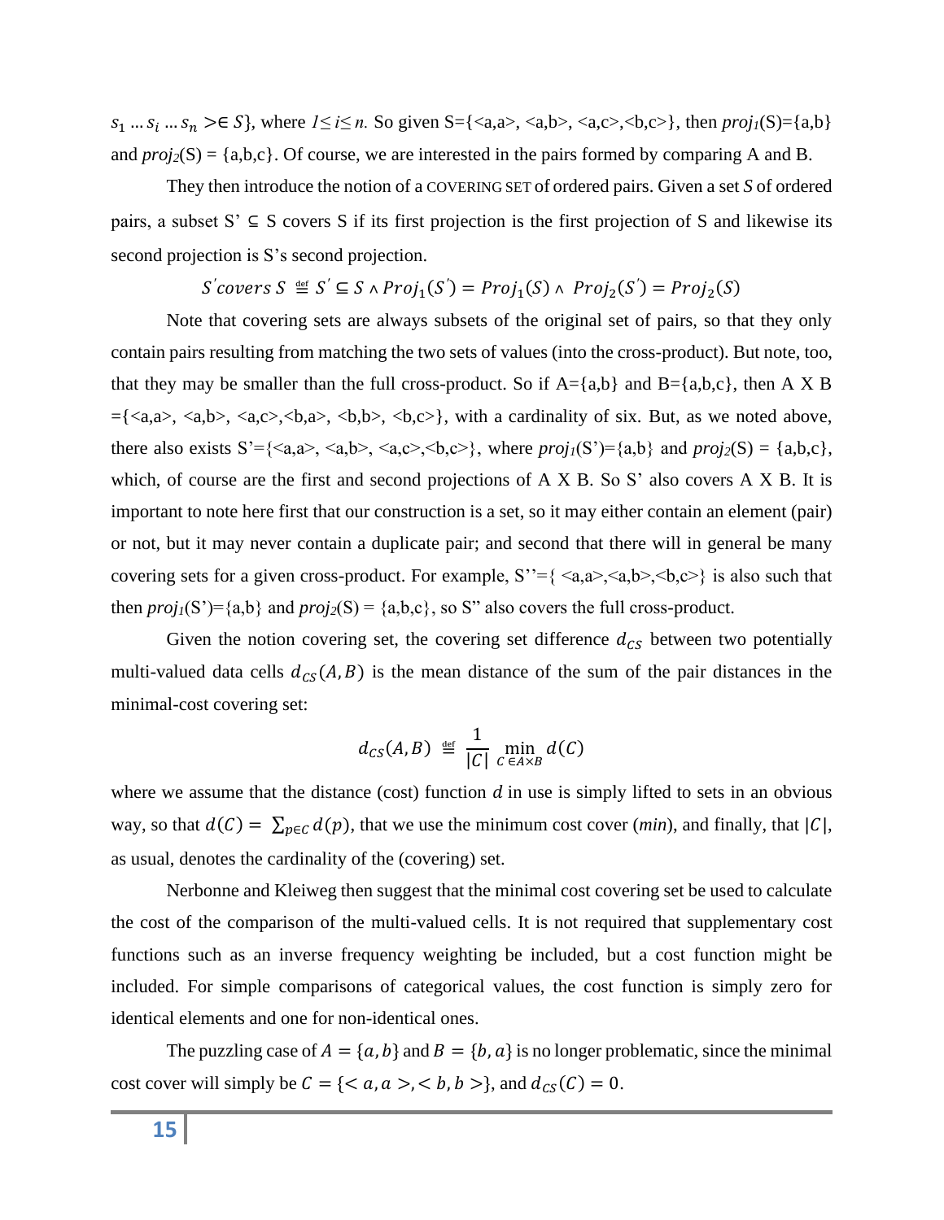$s_1 \ldots s_i \ldots s_n > \in S\}$, where $1 \leq i \leq n$. So given S={<a,a>, <a,b>, <a,c>,<b,c>}, then *proj₁*(S)={a,b} and *proj₂*(S) = {a,b,c}. Of course, we are interested in the pairs formed by comparing A and B.

They then introduce the notion of a COVERING SET of ordered pairs. Given a set *S* of ordered pairs, a subset S' ⊆ S covers S if its first projection is the first projection of S and likewise its second projection is S's second projection.

$$S' covers\ S \stackrel{\text{def}}{=} S' \subseteq S \wedge Proj_1(S') = Proj_1(S) \wedge Proj_2(S') = Proj_2(S)$$

Note that covering sets are always subsets of the original set of pairs, so that they only contain pairs resulting from matching the two sets of values (into the cross-product). But note, too, that they may be smaller than the full cross-product. So if A={a,b} and B={a,b,c}, then A X B ={<a,a>, <a,b>, <a,c>,<b,a>, <b,b>, <b,c>}, with a cardinality of six. But, as we noted above, there also exists S'={<a,a>, <a,b>, <a,c>,<b,c>}, where $proj_1$(S')={a,b} and $proj_2$(S) = {a,b,c}, which, of course are the first and second projections of A X B. So S' also covers A X B. It is important to note here first that our construction is a set, so it may either contain an element (pair) or not, but it may never contain a duplicate pair; and second that there will in general be many covering sets for a given cross-product. For example, S''={ <a,a>,<a,b>,<b,c>} is also such that then $proj_1$(S')={a,b} and $proj_2$(S) = {a,b,c}, so S'' also covers the full cross-product.

Given the notion covering set, the covering set difference $d_{CS}$ between two potentially multi-valued data cells $d_{CS}(A, B)$ is the mean distance of the sum of the pair distances in the minimal-cost covering set:

$$d_{CS}(A, B) \stackrel{\text{def}}{=} \frac{1}{|C|} \min_{C \in A \times B} d(C)$$

where we assume that the distance (cost) function $d$ in use is simply lifted to sets in an obvious way, so that $d(C) = \sum_{p \in C} d(p)$, that we use the minimum cost cover (*min*), and finally, that $|C|$, as usual, denotes the cardinality of the (covering) set.

Nerbonne and Kleiweg then suggest that the minimal cost covering set be used to calculate the cost of the comparison of the multi-valued cells. It is not required that supplementary cost functions such as an inverse frequency weighting be included, but a cost function might be included. For simple comparisons of categorical values, the cost function is simply zero for identical elements and one for non-identical ones.

The puzzling case of $A = \{a, b\}$ and $B = \{b, a\}$ is no longer problematic, since the minimal cost cover will simply be $C = \{< a, a >, < b, b >\}$, and $d_{CS}(C) = 0$.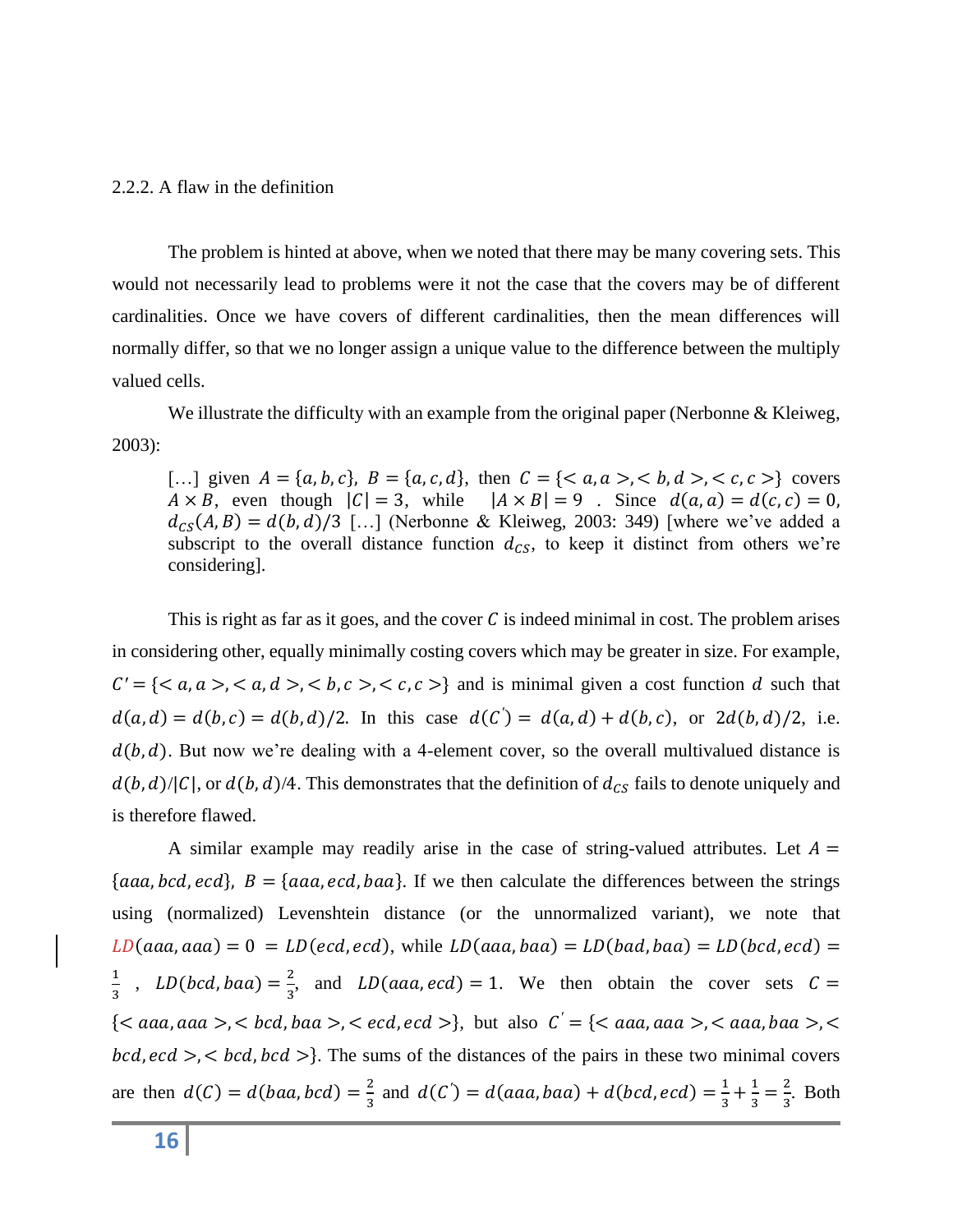### 2.2.2. A flaw in the definition

The problem is hinted at above, when we noted that there may be many covering sets. This would not necessarily lead to problems were it not the case that the covers may be of different cardinalities. Once we have covers of different cardinalities, then the mean differences will normally differ, so that we no longer assign a unique value to the difference between the multiply valued cells.

We illustrate the difficulty with an example from the original paper (Nerbonne & Kleiweg, 2003):

> […] given $A = \{a, b, c\}$, $B = \{a, c, d\}$, then $C = \{< a, a >, < b, d >, < c, c >\}$ covers $A \times B$, even though $|C| = 3$, while $|A \times B| = 9$ . Since $d(a, a) = d(c, c) = 0$, $d_{CS}(A, B) = d(b, d)/3$ […] (Nerbonne & Kleiweg, 2003: 349) [where we've added a subscript to the overall distance function $d_{CS}$, to keep it distinct from others we're considering].

This is right as far as it goes, and the cover $C$ is indeed minimal in cost. The problem arises in considering other, equally minimally costing covers which may be greater in size. For example, $C' = \{< a, a >, < a, d >, < b, c >, < c, c >\}$ and is minimal given a cost function $d$ such that $d(a, d) = d(b, c) = d(b, d)/2$. In this case $d(C') = d(a, d) + d(b, c)$, or $2d(b, d)/2$, i.e. $d(b, d)$. But now we're dealing with a 4-element cover, so the overall multivalued distance is $d(b, d)/|C|$, or $d(b, d)/4$. This demonstrates that the definition of $d_{CS}$ fails to denote uniquely and is therefore flawed.

A similar example may readily arise in the case of string-valued attributes. Let $A = \{aaa, bcd, ecd\}$, $B = \{aaa, ecd, baa\}$. If we then calculate the differences between the strings using (normalized) Levenshtein distance (or the unnormalized variant), we note that $LD(aaa, aaa) = 0 = LD(ecd, ecd)$, while $LD(aaa, baa) = LD(bad, baa) = LD(bcd, ecd) = \frac{1}{3}$ , $LD(bcd, baa) = \frac{2}{3}$, and $LD(aaa, ecd) = 1$. We then obtain the cover sets $C = \{< aaa, aaa >, < bcd, baa >, < ecd, ecd >\}$, but also $C' = \{< aaa, aaa >, < aaa, baa >, < bcd, ecd >, < bcd, bcd >\}$. The sums of the distances of the pairs in these two minimal covers are then $d(C) = d(baa, bcd) = \frac{2}{3}$ and $d(C') = d(aaa, baa) + d(bcd, ecd) = \frac{1}{3} + \frac{1}{3} = \frac{2}{3}$. Both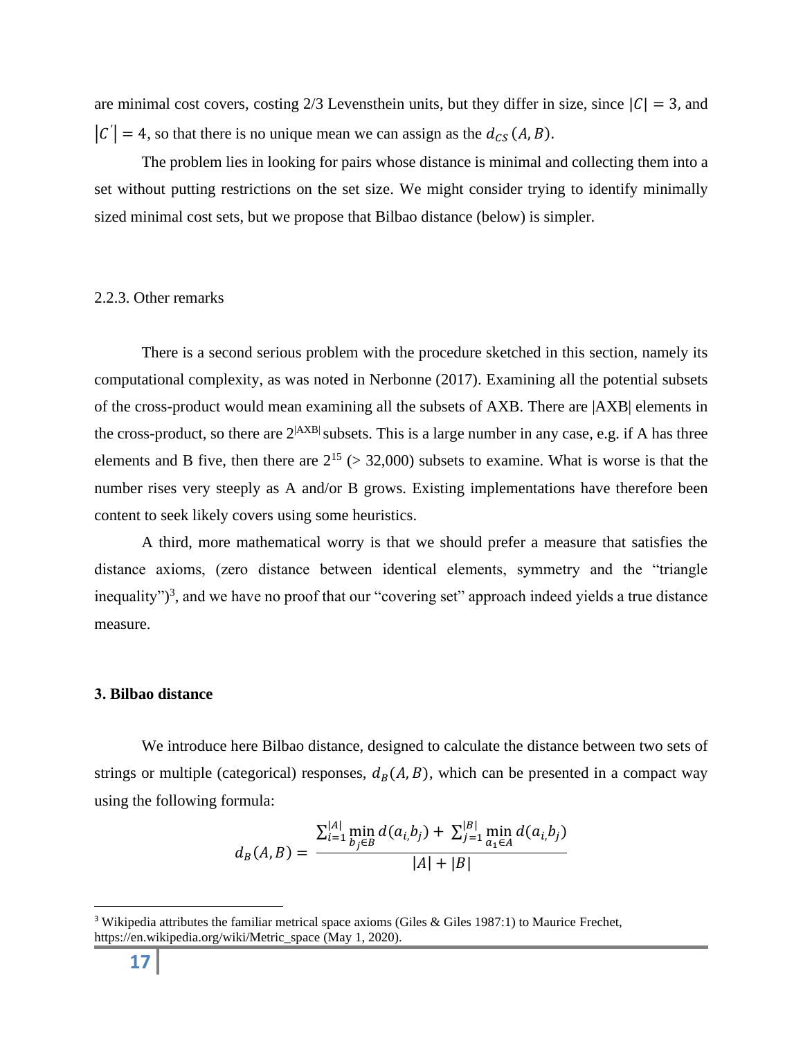are minimal cost covers, costing 2/3 Levensthein units, but they differ in size, since $|C| = 3$, and $|C'| = 4$, so that there is no unique mean we can assign as the $d_{CS}(A, B)$.

The problem lies in looking for pairs whose distance is minimal and collecting them into a set without putting restrictions on the set size. We might consider trying to identify minimally sized minimal cost sets, but we propose that Bilbao distance (below) is simpler.

### 2.2.3. Other remarks

There is a second serious problem with the procedure sketched in this section, namely its computational complexity, as was noted in Nerbonne (2017). Examining all the potential subsets of the cross-product would mean examining all the subsets of AXB. There are |AXB| elements in the cross-product, so there are $2^{|AXB|}$ subsets. This is a large number in any case, e.g. if A has three elements and B five, then there are $2^{15}$ (> 32,000) subsets to examine. What is worse is that the number rises very steeply as A and/or B grows. Existing implementations have therefore been content to seek likely covers using some heuristics.

A third, more mathematical worry is that we should prefer a measure that satisfies the distance axioms, (zero distance between identical elements, symmetry and the "triangle inequality")[3], and we have no proof that our "covering set" approach indeed yields a true distance measure.

## 3. Bilbao distance

We introduce here Bilbao distance, designed to calculate the distance between two sets of strings or multiple (categorical) responses, $d_B(A, B)$, which can be presented in a compact way using the following formula:

$$d_B(A, B) = \frac{\sum_{i=1}^{|A|} \min_{b_j \in B} d(a_i, b_j) + \sum_{j=1}^{|B|} \min_{a_1 \in A} d(a_i, b_j)}{|A| + |B|}$$

[3] Wikipedia attributes the familiar metrical space axioms (Giles & Giles 1987:1) to Maurice Frechet, https://en.wikipedia.org/wiki/Metric_space (May 1, 2020).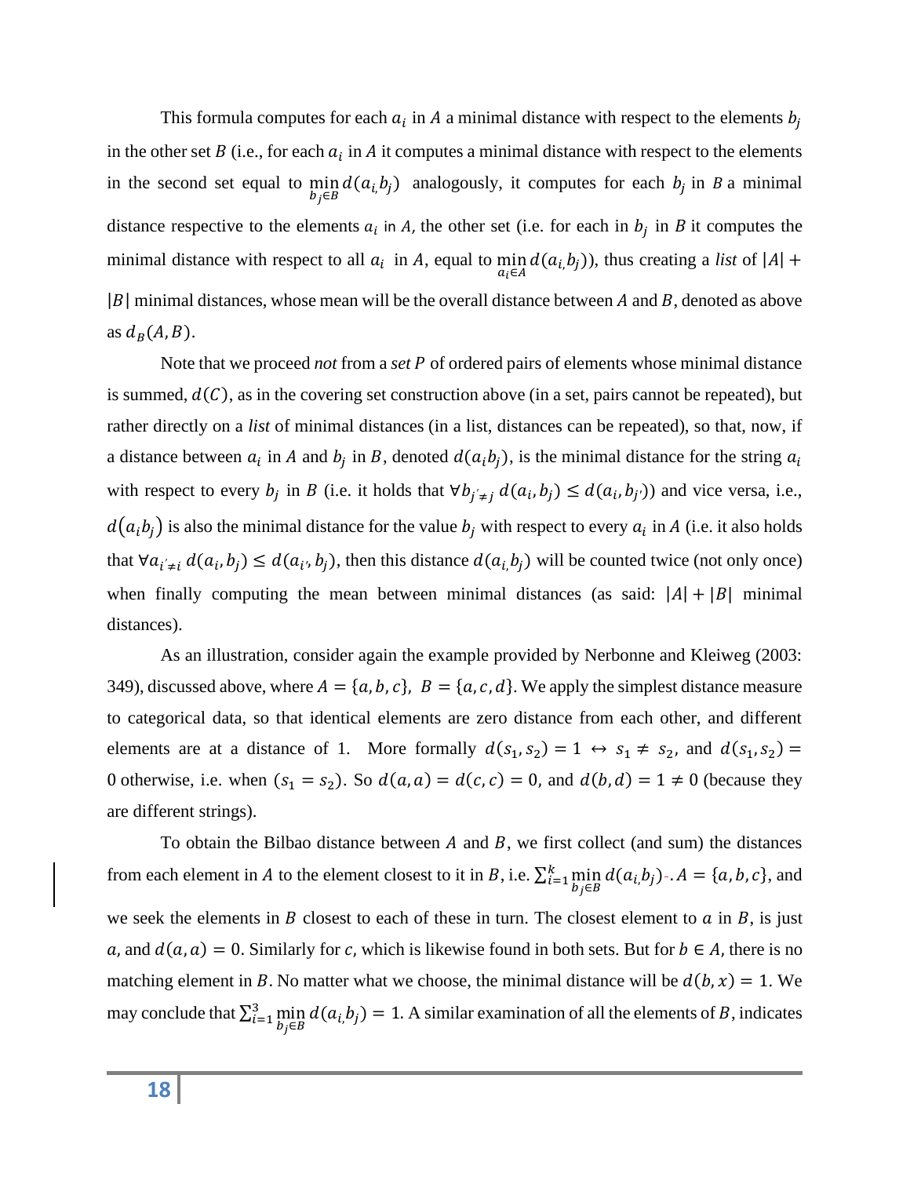This formula computes for each $a_i$ in $A$ a minimal distance with respect to the elements $b_j$ in the other set $B$ (i.e., for each $a_i$ in $A$ it computes a minimal distance with respect to the elements in the second set equal to $\min_{b_j \in B} d(a_i, b_j)$ analogously, it computes for each $b_j$ in $B$ a minimal distance respective to the elements $a_i$ in $A$, the other set (i.e. for each in $b_j$ in $B$ it computes the minimal distance with respect to all $a_i$ in $A$, equal to $\min_{a_i \in A} d(a_i, b_j)$), thus creating a *list* of $|A| + |B|$ minimal distances, whose mean will be the overall distance between $A$ and $B$, denoted as above as $d_B(A, B)$.

Note that we proceed *not* from a *set* $P$ of ordered pairs of elements whose minimal distance is summed, $d(C)$, as in the covering set construction above (in a set, pairs cannot be repeated), but rather directly on a *list* of minimal distances (in a list, distances can be repeated), so that, now, if a distance between $a_i$ in $A$ and $b_j$ in $B$, denoted $d(a_i b_j)$, is the minimal distance for the string $a_i$ with respect to every $b_j$ in $B$ (i.e. it holds that $\forall b_{j' \neq j}\; d(a_i, b_j) \leq d(a_i, b_{j'})$) and vice versa, i.e., $d(a_i b_j)$ is also the minimal distance for the value $b_j$ with respect to every $a_i$ in $A$ (i.e. it also holds that $\forall a_{i' \neq i}\; d(a_i, b_j) \leq d(a_{i'}, b_j)$, then this distance $d(a_i, b_j)$ will be counted twice (not only once) when finally computing the mean between minimal distances (as said: $|A| + |B|$ minimal distances).

As an illustration, consider again the example provided by Nerbonne and Kleiweg (2003: 349), discussed above, where $A = \{a, b, c\},\; B = \{a, c, d\}$. We apply the simplest distance measure to categorical data, so that identical elements are zero distance from each other, and different elements are at a distance of 1. More formally $d(s_1, s_2) = 1 \leftrightarrow s_1 \neq s_2$, and $d(s_1, s_2) = 0$ otherwise, i.e. when $(s_1 = s_2)$. So $d(a, a) = d(c, c) = 0$, and $d(b, d) = 1 \neq 0$ (because they are different strings).

To obtain the Bilbao distance between $A$ and $B$, we first collect (and sum) the distances from each element in $A$ to the element closest to it in $B$, i.e. $\sum_{i=1}^{k} \min_{b_j \in B} d(a_i, b_j)$. $A = \{a, b, c\}$, and we seek the elements in $B$ closest to each of these in turn. The closest element to $a$ in $B$, is just $a$, and $d(a, a) = 0$. Similarly for $c$, which is likewise found in both sets. But for $b \in A$, there is no matching element in $B$. No matter what we choose, the minimal distance will be $d(b, x) = 1$. We may conclude that $\sum_{i=1}^{3} \min_{b_j \in B} d(a_i, b_j) = 1$. A similar examination of all the elements of $B$, indicates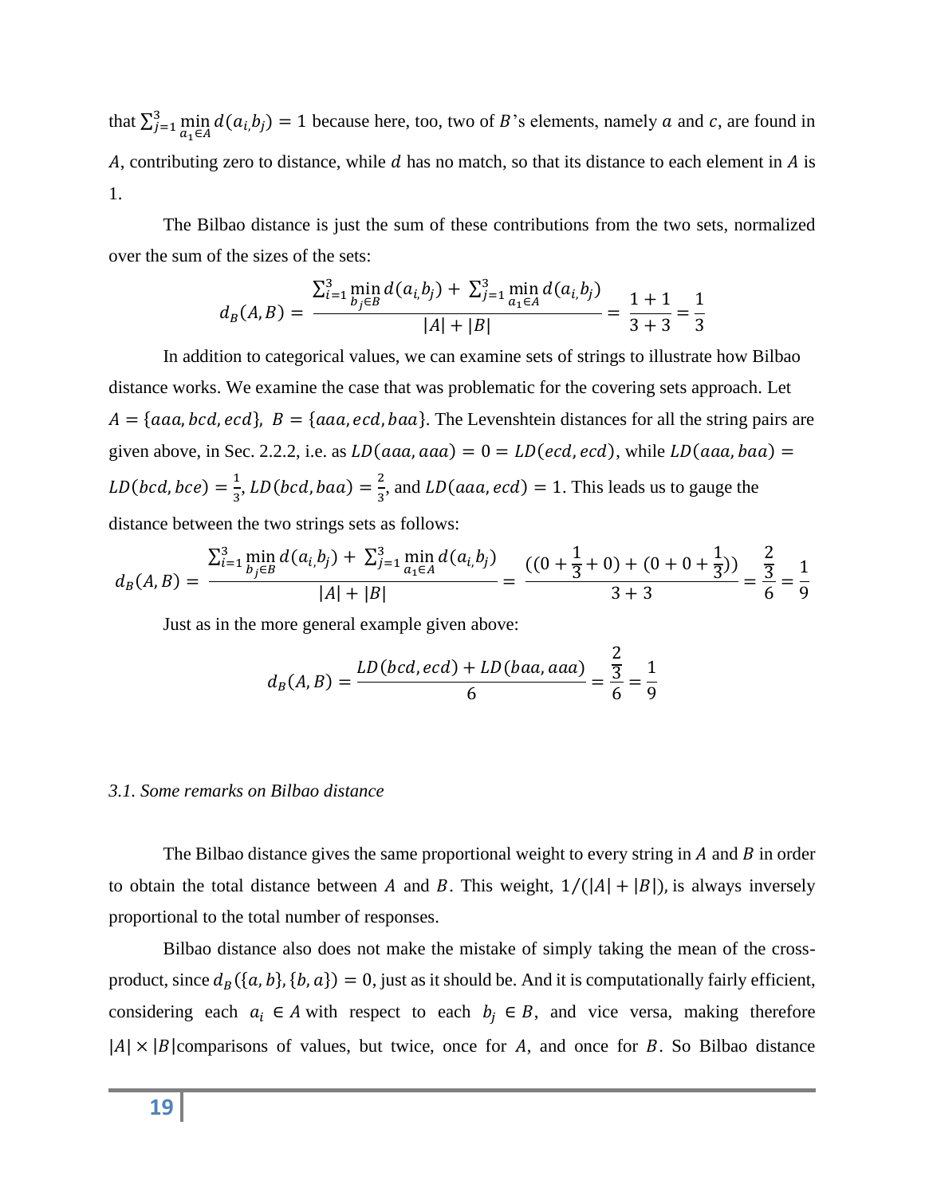that $\sum_{j=1}^{3} \min_{a_1 \in A} d(a_{i,} b_j) = 1$ because here, too, two of $B$'s elements, namely $a$ and $c$, are found in $A$, contributing zero to distance, while $d$ has no match, so that its distance to each element in $A$ is 1.

The Bilbao distance is just the sum of these contributions from the two sets, normalized over the sum of the sizes of the sets:

$$d_B(A,B) = \frac{\sum_{i=1}^{3} \min_{b_j \in B} d(a_{i,} b_j) + \sum_{j=1}^{3} \min_{a_1 \in A} d(a_{i,} b_j)}{|A| + |B|} = \frac{1+1}{3+3} = \frac{1}{3}$$

In addition to categorical values, we can examine sets of strings to illustrate how Bilbao distance works. We examine the case that was problematic for the covering sets approach. Let $A = \{aaa, bcd, ecd\}$, $B = \{aaa, ecd, baa\}$. The Levenshtein distances for all the string pairs are given above, in Sec. 2.2.2, i.e. as $LD(aaa, aaa) = 0 = LD(ecd, ecd)$, while $LD(aaa, baa) = LD(bcd, bce) = \frac{1}{3}$, $LD(bcd, baa) = \frac{2}{3}$, and $LD(aaa, ecd) = 1$. This leads us to gauge the distance between the two strings sets as follows:

$$d_B(A,B) = \frac{\sum_{i=1}^{3} \min_{b_j \in B} d(a_{i,} b_j) + \sum_{j=1}^{3} \min_{a_1 \in A} d(a_{i,} b_j)}{|A| + |B|} = \frac{((0 + \frac{1}{3} + 0) + (0 + 0 + \frac{1}{3}))}{3+3} = \frac{\frac{2}{3}}{6} = \frac{1}{9}$$

Just as in the more general example given above:

$$d_B(A,B) = \frac{LD(bcd, ecd) + LD(baa, aaa)}{6} = \frac{\frac{2}{3}}{6} = \frac{1}{9}$$

*3.1. Some remarks on Bilbao distance*

The Bilbao distance gives the same proportional weight to every string in $A$ and $B$ in order to obtain the total distance between $A$ and $B$. This weight, $1/(|A| + |B|)$, is always inversely proportional to the total number of responses.

Bilbao distance also does not make the mistake of simply taking the mean of the cross-product, since $d_B(\{a, b\}, \{b, a\}) = 0$, just as it should be. And it is computationally fairly efficient, considering each $a_i \in A$ with respect to each $b_j \in B$, and vice versa, making therefore $|A| \times |B|$ comparisons of values, but twice, once for $A$, and once for $B$. So Bilbao distance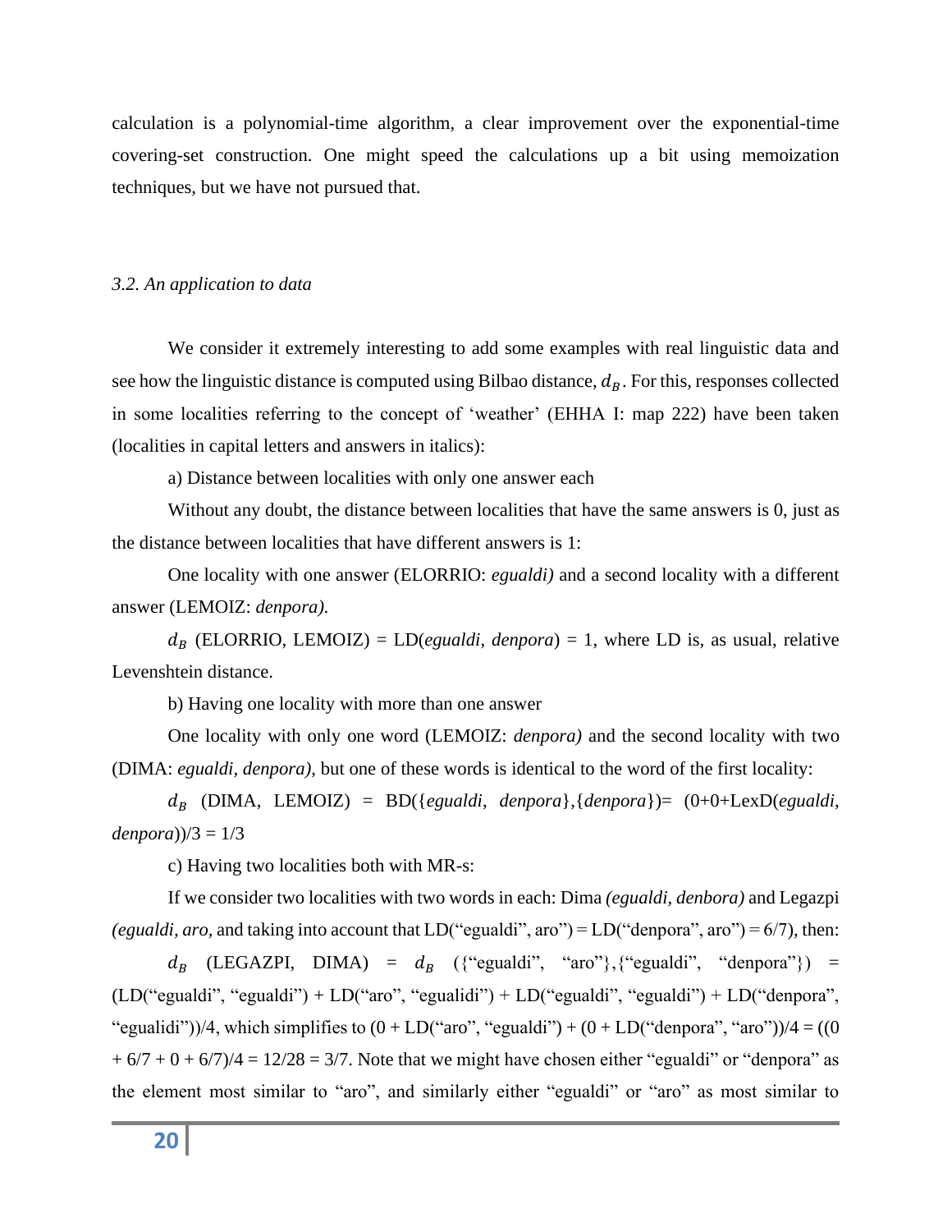calculation is a polynomial-time algorithm, a clear improvement over the exponential-time covering-set construction. One might speed the calculations up a bit using memoization techniques, but we have not pursued that.

*3.2. An application to data*

We consider it extremely interesting to add some examples with real linguistic data and see how the linguistic distance is computed using Bilbao distance, $d_B$. For this, responses collected in some localities referring to the concept of 'weather' (EHHA I: map 222) have been taken (localities in capital letters and answers in italics):

a) Distance between localities with only one answer each

Without any doubt, the distance between localities that have the same answers is 0, just as the distance between localities that have different answers is 1:

One locality with one answer (ELORRIO: *egualdi)* and a second locality with a different answer (LEMOIZ: *denpora).*

$d_B$ (ELORRIO, LEMOIZ) = LD(*egualdi*, *denpora*) = 1, where LD is, as usual, relative Levenshtein distance.

b) Having one locality with more than one answer

One locality with only one word (LEMOIZ: *denpora)* and the second locality with two (DIMA: *egualdi*, *denpora)*, but one of these words is identical to the word of the first locality:

$d_B$ (DIMA, LEMOIZ) = BD({*egualdi*, *denpora*},{*denpora*})= (0+0+LexD(*egualdi*, *denpora*))/3 = 1/3

c) Having two localities both with MR-s:

If we consider two localities with two words in each: Dima *(egualdi*, *denbora)* and Legazpi *(egualdi*, *aro*, and taking into account that LD("egualdi", aro") = LD("denpora", aro") = 6/7), then:

$d_B$ (LEGAZPI, DIMA) = $d_B$ ({"egualdi", "aro"},{"egualdi", "denpora"}) = (LD("egualdi", "egualdi") + LD("aro", "egualidi") + LD("egualdi", "egualdi") + LD("denpora", "egualidi"))/4, which simplifies to (0 + LD("aro", "egualdi") + (0 + LD("denpora", "aro"))/4 = ((0 + 6/7 + 0 + 6/7)/4 = 12/28 = 3/7. Note that we might have chosen either "egualdi" or "denpora" as the element most similar to "aro", and similarly either "egualdi" or "aro" as most similar to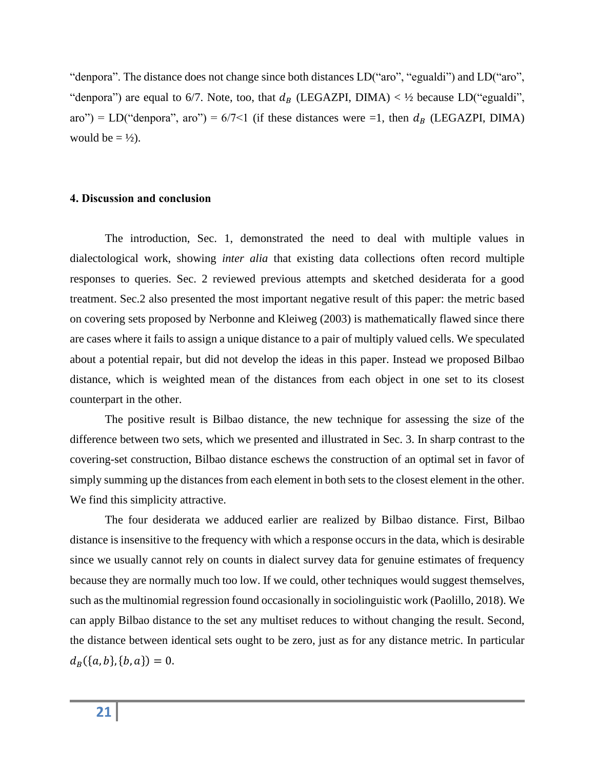"denpora". The distance does not change since both distances LD("aro", "egualdi") and LD("aro", "denpora") are equal to 6/7. Note, too, that $d_B$ (LEGAZPI, DIMA) < ½ because LD("egualdi", aro") = LD("denpora", aro") = 6/7<1 (if these distances were =1, then $d_B$ (LEGAZPI, DIMA) would be = ½).

#### 4. Discussion and conclusion

The introduction, Sec. 1, demonstrated the need to deal with multiple values in dialectological work, showing *inter alia* that existing data collections often record multiple responses to queries. Sec. 2 reviewed previous attempts and sketched desiderata for a good treatment. Sec.2 also presented the most important negative result of this paper: the metric based on covering sets proposed by Nerbonne and Kleiweg (2003) is mathematically flawed since there are cases where it fails to assign a unique distance to a pair of multiply valued cells. We speculated about a potential repair, but did not develop the ideas in this paper. Instead we proposed Bilbao distance, which is weighted mean of the distances from each object in one set to its closest counterpart in the other.

The positive result is Bilbao distance, the new technique for assessing the size of the difference between two sets, which we presented and illustrated in Sec. 3. In sharp contrast to the covering-set construction, Bilbao distance eschews the construction of an optimal set in favor of simply summing up the distances from each element in both sets to the closest element in the other. We find this simplicity attractive.

The four desiderata we adduced earlier are realized by Bilbao distance. First, Bilbao distance is insensitive to the frequency with which a response occurs in the data, which is desirable since we usually cannot rely on counts in dialect survey data for genuine estimates of frequency because they are normally much too low. If we could, other techniques would suggest themselves, such as the multinomial regression found occasionally in sociolinguistic work (Paolillo, 2018). We can apply Bilbao distance to the set any multiset reduces to without changing the result. Second, the distance between identical sets ought to be zero, just as for any distance metric. In particular $d_B(\{a,b\},\{b,a\}) = 0$.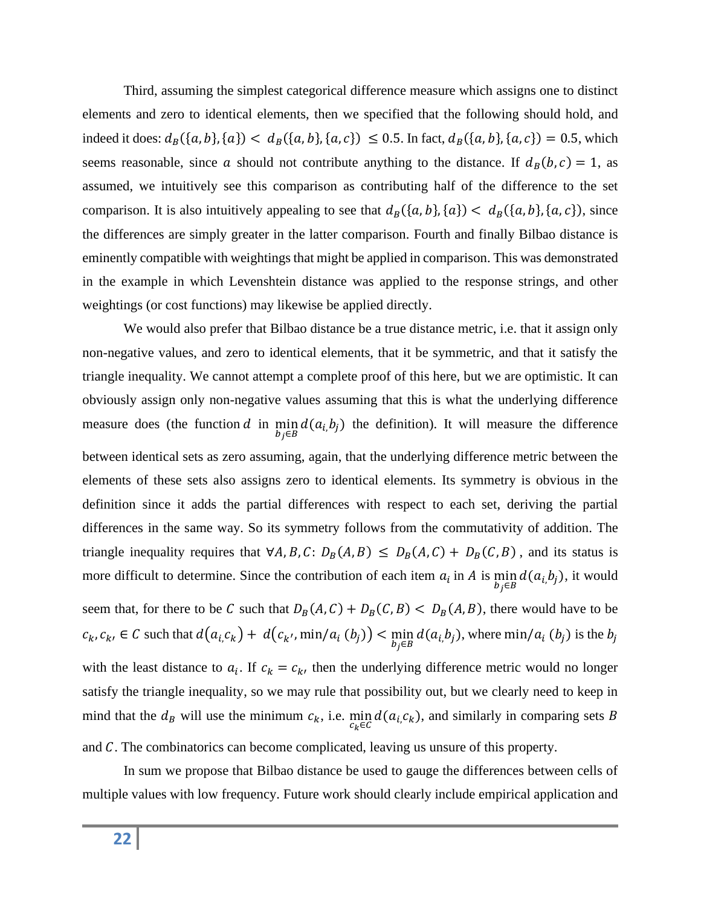Third, assuming the simplest categorical difference measure which assigns one to distinct elements and zero to identical elements, then we specified that the following should hold, and indeed it does: $d_B(\{a,b\},\{a\}) < d_B(\{a,b\},\{a,c\}) \leq 0.5$. In fact, $d_B(\{a,b\},\{a,c\}) = 0.5$, which seems reasonable, since $a$ should not contribute anything to the distance. If $d_B(b,c) = 1$, as assumed, we intuitively see this comparison as contributing half of the difference to the set comparison. It is also intuitively appealing to see that $d_B(\{a,b\},\{a\}) < d_B(\{a,b\},\{a,c\})$, since the differences are simply greater in the latter comparison. Fourth and finally Bilbao distance is eminently compatible with weightings that might be applied in comparison. This was demonstrated in the example in which Levenshtein distance was applied to the response strings, and other weightings (or cost functions) may likewise be applied directly.

We would also prefer that Bilbao distance be a true distance metric, i.e. that it assign only non-negative values, and zero to identical elements, that it be symmetric, and that it satisfy the triangle inequality. We cannot attempt a complete proof of this here, but we are optimistic. It can obviously assign only non-negative values assuming that this is what the underlying difference measure does (the function $d$ in $\min_{b_j \in B} d(a_i, b_j)$ the definition). It will measure the difference between identical sets as zero assuming, again, that the underlying difference metric between the elements of these sets also assigns zero to identical elements. Its symmetry is obvious in the definition since it adds the partial differences with respect to each set, deriving the partial differences in the same way. So its symmetry follows from the commutativity of addition. The triangle inequality requires that $\forall A, B, C$: $D_B(A,B) \leq D_B(A,C) + D_B(C,B)$, and its status is more difficult to determine. Since the contribution of each item $a_i$ in $A$ is $\min_{b_j \in B} d(a_i, b_j)$, it would seem that, for there to be $C$ such that $D_B(A,C) + D_B(C,B) < D_B(A,B)$, there would have to be $c_k, c_{k'} \in C$ such that $d(a_i, c_k) + d(c_{k'}, \min/a_i\ (b_j)) < \min_{b_j \in B} d(a_i, b_j)$, where $\min/a_i\ (b_j)$ is the $b_j$ with the least distance to $a_i$. If $c_k = c_{k'}$ then the underlying difference metric would no longer satisfy the triangle inequality, so we may rule that possibility out, but we clearly need to keep in mind that the $d_B$ will use the minimum $c_k$, i.e. $\min_{c_k \in C} d(a_i, c_k)$, and similarly in comparing sets $B$ and $C$. The combinatorics can become complicated, leaving us unsure of this property.

In sum we propose that Bilbao distance be used to gauge the differences between cells of multiple values with low frequency. Future work should clearly include empirical application and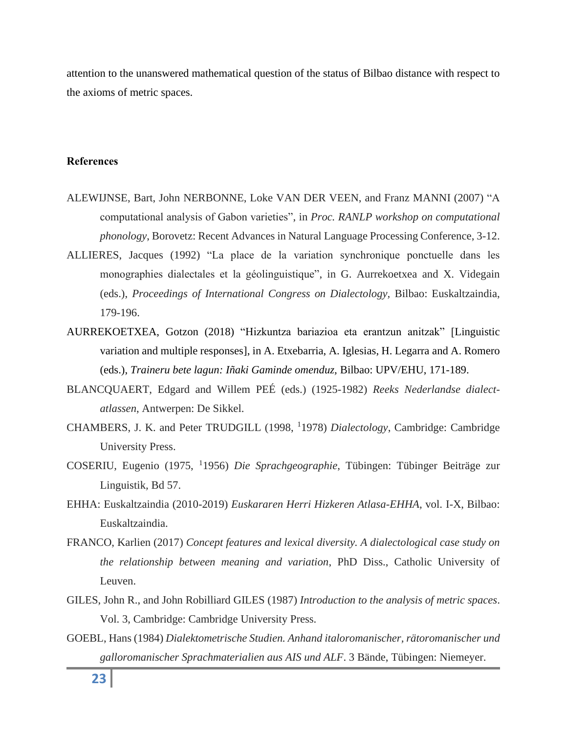attention to the unanswered mathematical question of the status of Bilbao distance with respect to the axioms of metric spaces.

**References**

ALEWIJNSE, Bart, John NERBONNE, Loke VAN DER VEEN, and Franz MANNI (2007) "A computational analysis of Gabon varieties", in *Proc. RANLP workshop on computational phonology,* Borovetz: Recent Advances in Natural Language Processing Conference, 3-12.

ALLIERES, Jacques (1992) "La place de la variation synchronique ponctuelle dans les monographies dialectales et la géolinguistique", in G. Aurrekoetxea and X. Videgain (eds.), *Proceedings of International Congress on Dialectology,* Bilbao: Euskaltzaindia, 179-196.

AURREKOETXEA, Gotzon (2018) "Hizkuntza bariazioa eta erantzun anitzak" [Linguistic variation and multiple responses], in A. Etxebarria, A. Iglesias, H. Legarra and A. Romero (eds.), *Traineru bete lagun: Iñaki Gaminde omenduz,* Bilbao: UPV/EHU, 171-189.

BLANCQUAERT, Edgard and Willem PEÉ (eds.) (1925-1982) *Reeks Nederlandse dialect-atlassen*, Antwerpen: De Sikkel.

CHAMBERS, J. K. and Peter TRUDGILL (1998, [1]1978) *Dialectology*, Cambridge: Cambridge University Press.

COSERIU, Eugenio (1975, [1]1956) *Die Sprachgeographie*, Tübingen: Tübinger Beiträge zur Linguistik, Bd 57.

EHHA: Euskaltzaindia (2010-2019) *Euskararen Herri Hizkeren Atlasa-EHHA,* vol. I-X, Bilbao: Euskaltzaindia.

FRANCO, Karlien (2017) *Concept features and lexical diversity. A dialectological case study on the relationship between meaning and variation*, PhD Diss., Catholic University of Leuven.

GILES, John R., and John Robilliard GILES (1987) *Introduction to the analysis of metric spaces*. Vol. 3, Cambridge: Cambridge University Press.

GOEBL, Hans (1984) *Dialektometrische Studien. Anhand italoromanischer, rätoromanischer und galloromanischer Sprachmaterialien aus AIS und ALF*. 3 Bände, Tübingen: Niemeyer.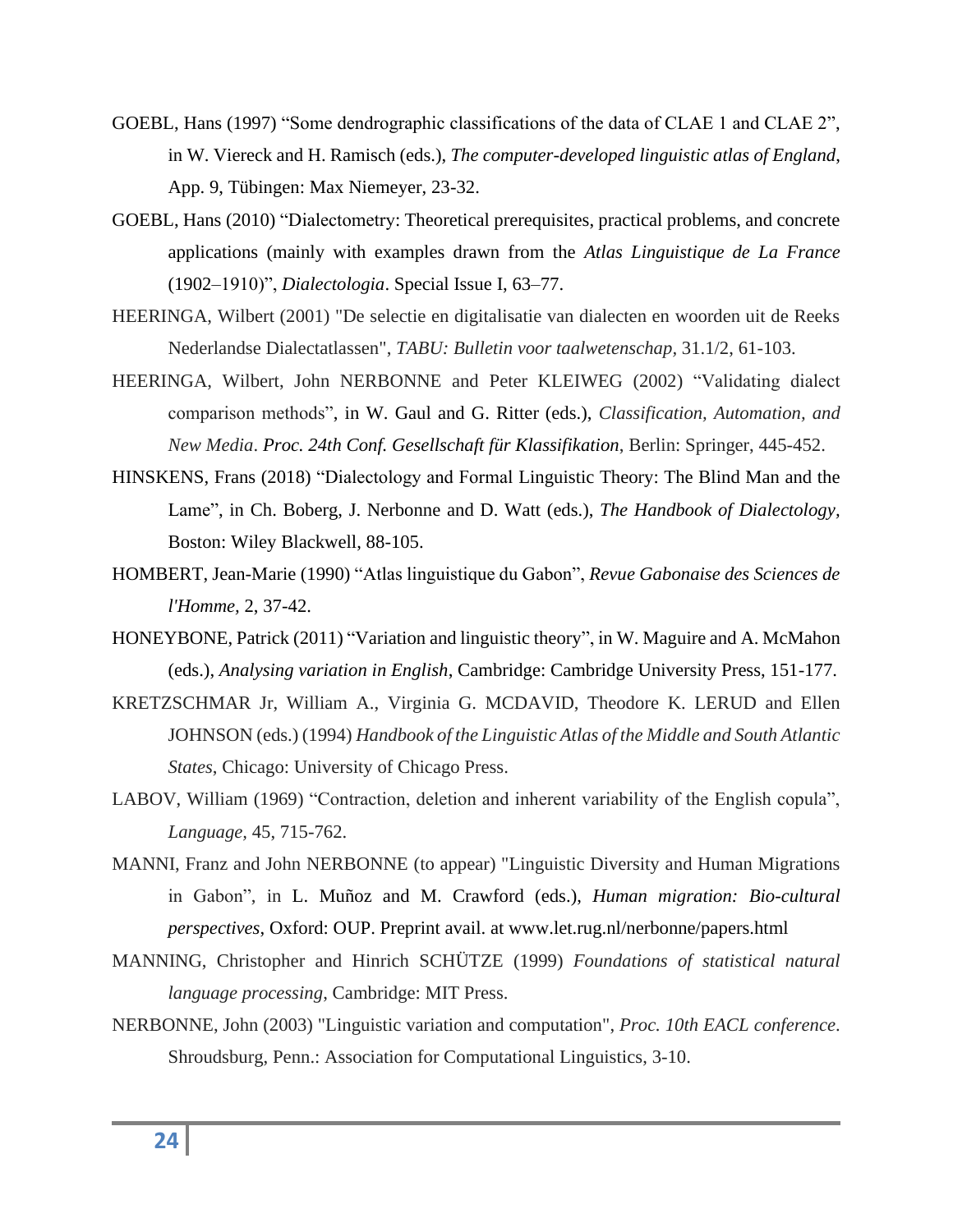GOEBL, Hans (1997) “Some dendrographic classifications of the data of CLAE 1 and CLAE 2”, in W. Viereck and H. Ramisch (eds.), *The computer-developed linguistic atlas of England*, App. 9, Tübingen: Max Niemeyer, 23-32.

GOEBL, Hans (2010) “Dialectometry: Theoretical prerequisites, practical problems, and concrete applications (mainly with examples drawn from the *Atlas Linguistique de La France* (1902–1910)”, *Dialectologia*. Special Issue I, 63–77.

HEERINGA, Wilbert (2001) "De selectie en digitalisatie van dialecten en woorden uit de Reeks Nederlandse Dialectatlassen", *TABU: Bulletin voor taalwetenschap*, 31.1/2, 61-103.

HEERINGA, Wilbert, John NERBONNE and Peter KLEIWEG (2002) “Validating dialect comparison methods”, in W. Gaul and G. Ritter (eds.), *Classification, Automation, and New Media*. *Proc. 24th Conf. Gesellschaft für Klassifikation*, Berlin: Springer, 445-452.

HINSKENS, Frans (2018) “Dialectology and Formal Linguistic Theory: The Blind Man and the Lame”, in Ch. Boberg, J. Nerbonne and D. Watt (eds.), *The Handbook of Dialectology*, Boston: Wiley Blackwell, 88-105.

HOMBERT, Jean-Marie (1990) “Atlas linguistique du Gabon”, *Revue Gabonaise des Sciences de l'Homme*, 2, 37-42.

HONEYBONE, Patrick (2011) “Variation and linguistic theory”, in W. Maguire and A. McMahon (eds.), *Analysing variation in English*, Cambridge: Cambridge University Press, 151-177.

KRETZSCHMAR Jr, William A., Virginia G. MCDAVID, Theodore K. LERUD and Ellen JOHNSON (eds.) (1994) *Handbook of the Linguistic Atlas of the Middle and South Atlantic States*, Chicago: University of Chicago Press.

LABOV, William (1969) “Contraction, deletion and inherent variability of the English copula”, *Language*, 45, 715-762.

MANNI, Franz and John NERBONNE (to appear) "Linguistic Diversity and Human Migrations in Gabon”, in L. Muñoz and M. Crawford (eds.), *Human migration: Bio-cultural perspectives*, Oxford: OUP. Preprint avail. at www.let.rug.nl/nerbonne/papers.html

MANNING, Christopher and Hinrich SCHÜTZE (1999) *Foundations of statistical natural language processing*, Cambridge: MIT Press.

NERBONNE, John (2003) "Linguistic variation and computation", *Proc. 10th EACL conference*. Shroudsburg, Penn.: Association for Computational Linguistics, 3-10.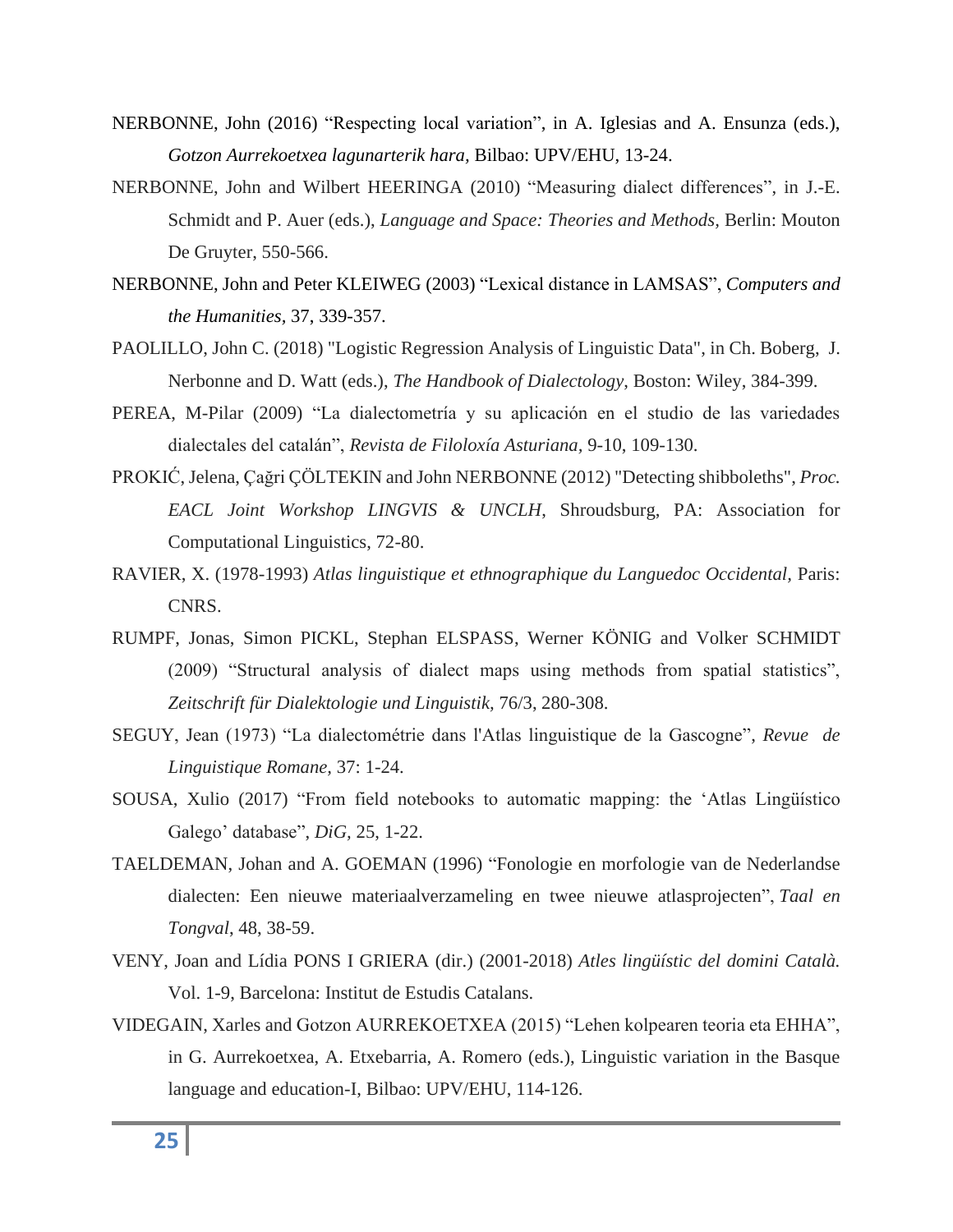NERBONNE, John (2016) “Respecting local variation”, in A. Iglesias and A. Ensunza (eds.), *Gotzon Aurrekoetxea lagunarterik hara,* Bilbao: UPV/EHU, 13-24.

NERBONNE, John and Wilbert HEERINGA (2010) “Measuring dialect differences”, in J.-E. Schmidt and P. Auer (eds.), *Language and Space: Theories and Methods,* Berlin: Mouton De Gruyter, 550-566.

NERBONNE, John and Peter KLEIWEG (2003) “Lexical distance in LAMSAS”, *Computers and the Humanities,* 37, 339-357.

PAOLILLO, John C. (2018) "Logistic Regression Analysis of Linguistic Data", in Ch. Boberg, J. Nerbonne and D. Watt (eds.), *The Handbook of Dialectology*, Boston: Wiley, 384-399.

PEREA, M-Pilar (2009) “La dialectometría y su aplicación en el studio de las variedades dialectales del catalán”, *Revista de Filoloxía Asturiana,* 9-10, 109-130.

PROKIĆ, Jelena, Çağri ÇÖLTEKIN and John NERBONNE (2012) "Detecting shibboleths", *Proc. EACL Joint Workshop LINGVIS & UNCLH*, Shroudsburg, PA: Association for Computational Linguistics, 72-80.

RAVIER, X. (1978-1993) *Atlas linguistique et ethnographique du Languedoc Occidental,* Paris: CNRS.

RUMPF, Jonas, Simon PICKL, Stephan ELSPASS, Werner KÖNIG and Volker SCHMIDT (2009) “Structural analysis of dialect maps using methods from spatial statistics”, *Zeitschrift für Dialektologie und Linguistik,* 76/3, 280-308.

SEGUY, Jean (1973) “La dialectométrie dans l'Atlas linguistique de la Gascogne”, *Revue de Linguistique Romane,* 37: 1-24.

SOUSA, Xulio (2017) “From field notebooks to automatic mapping: the ‘Atlas Lingüístico Galego’ database”, *DiG,* 25, 1-22.

TAELDEMAN, Johan and A. GOEMAN (1996) “Fonologie en morfologie van de Nederlandse dialecten: Een nieuwe materiaalverzameling en twee nieuwe atlasprojecten”, *Taal en Tongval*, 48, 38-59.

VENY, Joan and Lídia PONS I GRIERA (dir.) (2001-2018) *Atles lingüístic del domini Català.* Vol. 1-9, Barcelona: Institut de Estudis Catalans.

VIDEGAIN, Xarles and Gotzon AURREKOETXEA (2015) “Lehen kolpearen teoria eta EHHA”, in G. Aurrekoetxea, A. Etxebarria, A. Romero (eds.), Linguistic variation in the Basque language and education-I, Bilbao: UPV/EHU, 114-126.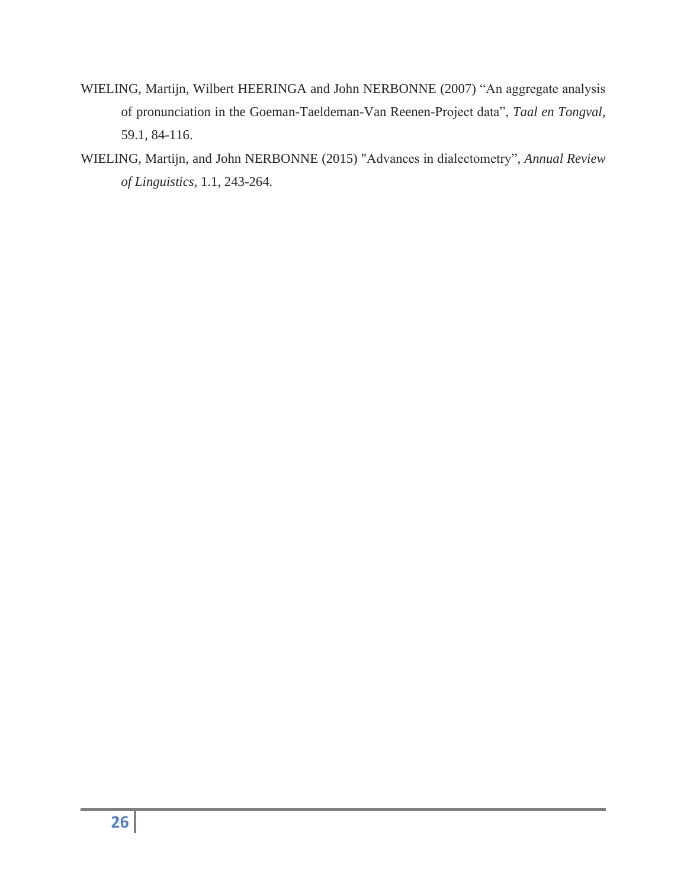WIELING, Martijn, Wilbert HEERINGA and John NERBONNE (2007) "An aggregate analysis of pronunciation in the Goeman-Taeldeman-Van Reenen-Project data", *Taal en Tongval*, 59.1, 84-116.

WIELING, Martijn, and John NERBONNE (2015) "Advances in dialectometry", *Annual Review of Linguistics*, 1.1, 243-264.